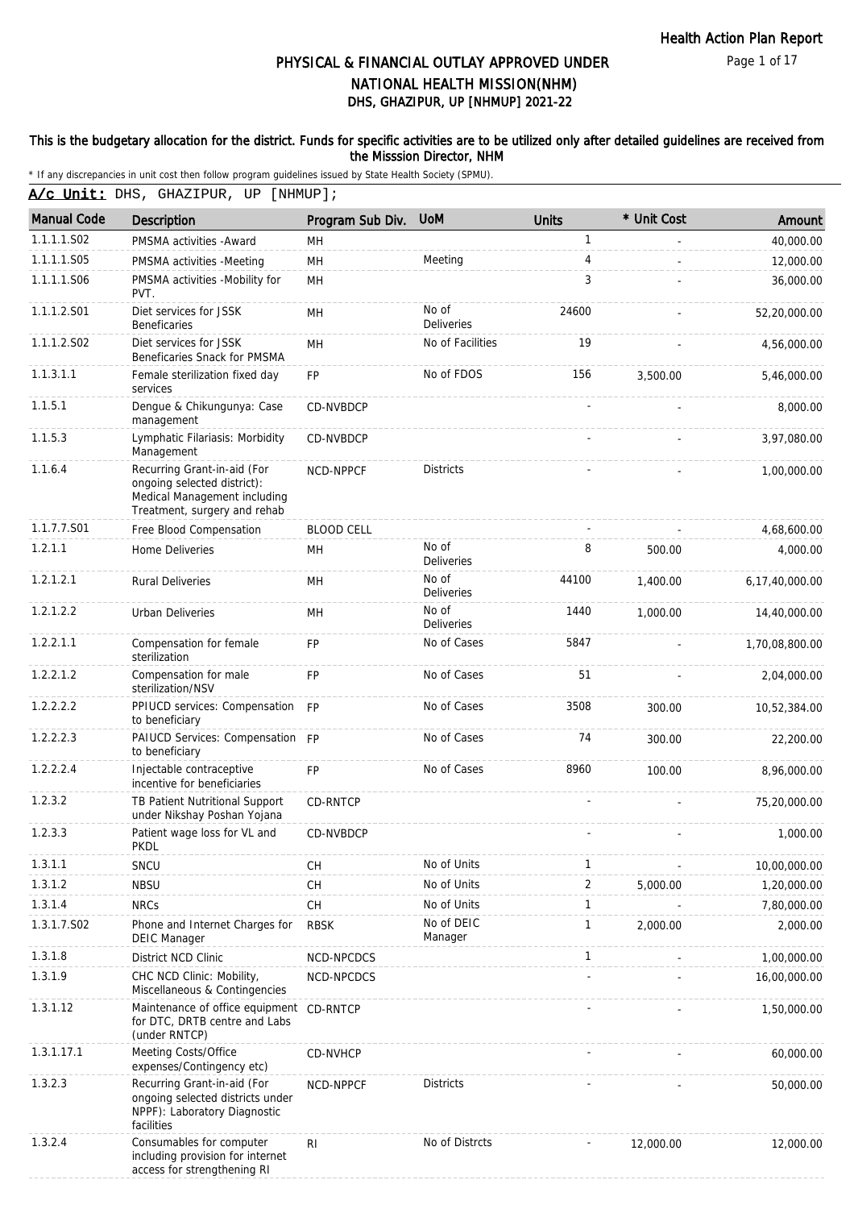# PHYSICAL & FINANCIAL OUTLAY APPROVED UNDER NATIONAL HEALTH MISSION(NHM)

## DHS, GHAZIPUR, UP [NHMUP] 2021-22

**This is the budgetary allocation for the district. Funds for specific activities are to be utilized only after detailed guidelines are received from the Misssion Director, NHM**

* If any discrepancies in unit cost then follow program guidelines issued by State Health Society (SPMU).

**A/c Unit:** DHS, GHAZIPUR, UP [NHMUP];

| Manual Code | Description | Program Sub Div. | UoM | Units | * Unit Cost | Amount |
|---|---|---|---|---|---|---|
| 1.1.1.1.S02 | PMSMA activities -Award | MH | | 1 | - | 40,000.00 |
| 1.1.1.1.S05 | PMSMA activities -Meeting | MH | Meeting | 4 | - | 12,000.00 |
| 1.1.1.1.S06 | PMSMA activities -Mobility for PVT. | MH | | 3 | - | 36,000.00 |
| 1.1.1.2.S01 | Diet services for JSSK Beneficaries | MH | No of Deliveries | 24600 | - | 52,20,000.00 |
| 1.1.1.2.S02 | Diet services for JSSK Beneficaries Snack for PMSMA | MH | No of Facilities | 19 | - | 4,56,000.00 |
| 1.1.3.1.1 | Female sterilization fixed day services | FP | No of FDOS | 156 | 3,500.00 | 5,46,000.00 |
| 1.1.5.1 | Dengue & Chikungunya: Case management | CD-NVBDCP | | - | - | 8,000.00 |
| 1.1.5.3 | Lymphatic Filariasis: Morbidity Management | CD-NVBDCP | | - | - | 3,97,080.00 |
| 1.1.6.4 | Recurring Grant-in-aid (For ongoing selected district): Medical Management including Treatment, surgery and rehab | NCD-NPPCF | Districts | - | - | 1,00,000.00 |
| 1.1.7.7.S01 | Free Blood Compensation | BLOOD CELL | | - | - | 4,68,600.00 |
| 1.2.1.1 | Home Deliveries | MH | No of Deliveries | 8 | 500.00 | 4,000.00 |
| 1.2.1.2.1 | Rural Deliveries | MH | No of Deliveries | 44100 | 1,400.00 | 6,17,40,000.00 |
| 1.2.1.2.2 | Urban Deliveries | MH | No of Deliveries | 1440 | 1,000.00 | 14,40,000.00 |
| 1.2.2.1.1 | Compensation for female sterilization | FP | No of Cases | 5847 | - | 1,70,08,800.00 |
| 1.2.2.1.2 | Compensation for male sterilization/NSV | FP | No of Cases | 51 | - | 2,04,000.00 |
| 1.2.2.2.2 | PPIUCD services: Compensation to beneficiary | FP | No of Cases | 3508 | 300.00 | 10,52,384.00 |
| 1.2.2.2.3 | PAIUCD Services: Compensation to beneficiary | FP | No of Cases | 74 | 300.00 | 22,200.00 |
| 1.2.2.2.4 | Injectable contraceptive incentive for beneficiaries | FP | No of Cases | 8960 | 100.00 | 8,96,000.00 |
| 1.2.3.2 | TB Patient Nutritional Support under Nikshay Poshan Yojana | CD-RNTCP | | - | - | 75,20,000.00 |
| 1.2.3.3 | Patient wage loss for VL and PKDL | CD-NVBDCP | | - | - | 1,000.00 |
| 1.3.1.1 | SNCU | CH | No of Units | 1 | - | 10,00,000.00 |
| 1.3.1.2 | NBSU | CH | No of Units | 2 | 5,000.00 | 1,20,000.00 |
| 1.3.1.4 | NRCs | CH | No of Units | 1 | - | 7,80,000.00 |
| 1.3.1.7.S02 | Phone and Internet Charges for DEIC Manager | RBSK | No of DEIC Manager | 1 | 2,000.00 | 2,000.00 |
| 1.3.1.8 | District NCD Clinic | NCD-NPCDCS | | 1 | - | 1,00,000.00 |
| 1.3.1.9 | CHC NCD Clinic: Mobility, Miscellaneous & Contingencies | NCD-NPCDCS | | - | - | 16,00,000.00 |
| 1.3.1.12 | Maintenance of office equipment for DTC, DRTB centre and Labs (under RNTCP) | CD-RNTCP | | - | - | 1,50,000.00 |
| 1.3.1.17.1 | Meeting Costs/Office expenses/Contingency etc) | CD-NVHCP | | - | - | 60,000.00 |
| 1.3.2.3 | Recurring Grant-in-aid (For ongoing selected districts under NPPF): Laboratory Diagnostic facilities | NCD-NPPCF | Districts | - | - | 50,000.00 |
| 1.3.2.4 | Consumables for computer including provision for internet access for strengthening RI | RI | No of Distrcts | - | 12,000.00 | 12,000.00 |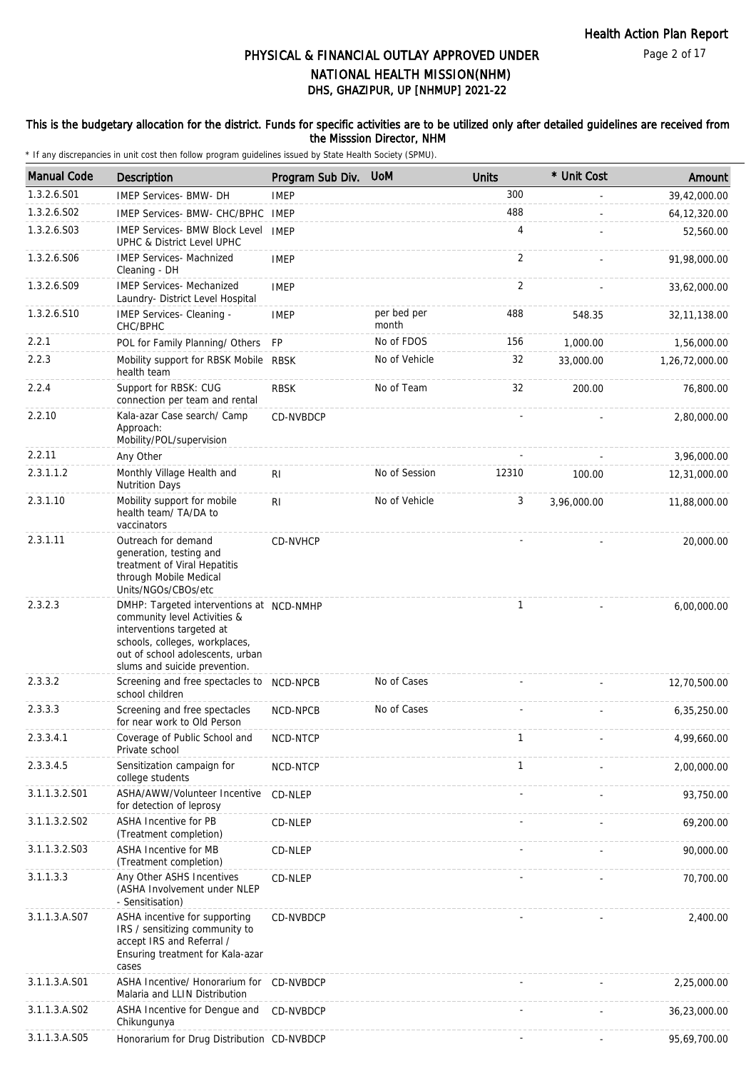# PHYSICAL & FINANCIAL OUTLAY APPROVED UNDER NATIONAL HEALTH MISSION(NHM)
## DHS, GHAZIPUR, UP [NHMUP] 2021-22

### This is the budgetary allocation for the district. Funds for specific activities are to be utilized only after detailed guidelines are received from the Misssion Director, NHM

\* If any discrepancies in unit cost then follow program guidelines issued by State Health Society (SPMU).

| Manual Code | Description | Program Sub Div. | UoM | Units | * Unit Cost | Amount |
|---|---|---|---|---|---|---|
| 1.3.2.6.S01 | IMEP Services- BMW- DH | IMEP | | 300 | - | 39,42,000.00 |
| 1.3.2.6.S02 | IMEP Services- BMW- CHC/BPHC | IMEP | | 488 | - | 64,12,320.00 |
| 1.3.2.6.S03 | IMEP Services- BMW Block Level UPHC & District Level UPHC | IMEP | | 4 | - | 52,560.00 |
| 1.3.2.6.S06 | IMEP Services- Machnized Cleaning - DH | IMEP | | 2 | - | 91,98,000.00 |
| 1.3.2.6.S09 | IMEP Services- Mechanized Laundry- District Level Hospital | IMEP | | 2 | - | 33,62,000.00 |
| 1.3.2.6.S10 | IMEP Services- Cleaning - CHC/BPHC | IMEP | per bed per month | 488 | 548.35 | 32,11,138.00 |
| 2.2.1 | POL for Family Planning/ Others | FP | No of FDOS | 156 | 1,000.00 | 1,56,000.00 |
| 2.2.3 | Mobility support for RBSK Mobile health team | RBSK | No of Vehicle | 32 | 33,000.00 | 1,26,72,000.00 |
| 2.2.4 | Support for RBSK: CUG connection per team and rental | RBSK | No of Team | 32 | 200.00 | 76,800.00 |
| 2.2.10 | Kala-azar Case search/ Camp Approach: Mobility/POL/supervision | CD-NVBDCP | | - | - | 2,80,000.00 |
| 2.2.11 | Any Other | | | - | - | 3,96,000.00 |
| 2.3.1.1.2 | Monthly Village Health and Nutrition Days | RI | No of Session | 12310 | 100.00 | 12,31,000.00 |
| 2.3.1.10 | Mobility support for mobile health team/ TA/DA to vaccinators | RI | No of Vehicle | 3 | 3,96,000.00 | 11,88,000.00 |
| 2.3.1.11 | Outreach for demand generation, testing and treatment of Viral Hepatitis through Mobile Medical Units/NGOs/CBOs/etc | CD-NVHCP | | - | - | 20,000.00 |
| 2.3.2.3 | DMHP: Targeted interventions at community level Activities & interventions targeted at schools, colleges, workplaces, out of school adolescents, urban slums and suicide prevention. | NCD-NMHP | | 1 | - | 6,00,000.00 |
| 2.3.3.2 | Screening and free spectacles to school children | NCD-NPCB | No of Cases | - | - | 12,70,500.00 |
| 2.3.3.3 | Screening and free spectacles for near work to Old Person | NCD-NPCB | No of Cases | - | - | 6,35,250.00 |
| 2.3.3.4.1 | Coverage of Public School and Private school | NCD-NTCP | | 1 | - | 4,99,660.00 |
| 2.3.3.4.5 | Sensitization campaign for college students | NCD-NTCP | | 1 | - | 2,00,000.00 |
| 3.1.1.3.2.S01 | ASHA/AWW/Volunteer Incentive for detection of leprosy | CD-NLEP | | - | - | 93,750.00 |
| 3.1.1.3.2.S02 | ASHA Incentive for PB (Treatment completion) | CD-NLEP | | - | - | 69,200.00 |
| 3.1.1.3.2.S03 | ASHA Incentive for MB (Treatment completion) | CD-NLEP | | - | - | 90,000.00 |
| 3.1.1.3.3 | Any Other ASHS Incentives (ASHA Involvement under NLEP - Sensitisation) | CD-NLEP | | - | - | 70,700.00 |
| 3.1.1.3.A.S07 | ASHA incentive for supporting IRS / sensitizing community to accept IRS and Referral / Ensuring treatment for Kala-azar cases | CD-NVBDCP | | - | - | 2,400.00 |
| 3.1.1.3.A.S01 | ASHA Incentive/ Honorarium for Malaria and LLIN Distribution | CD-NVBDCP | | - | - | 2,25,000.00 |
| 3.1.1.3.A.S02 | ASHA Incentive for Dengue and Chikungunya | CD-NVBDCP | | - | - | 36,23,000.00 |
| 3.1.1.3.A.S05 | Honorarium for Drug Distribution | CD-NVBDCP | | - | - | 95,69,700.00 |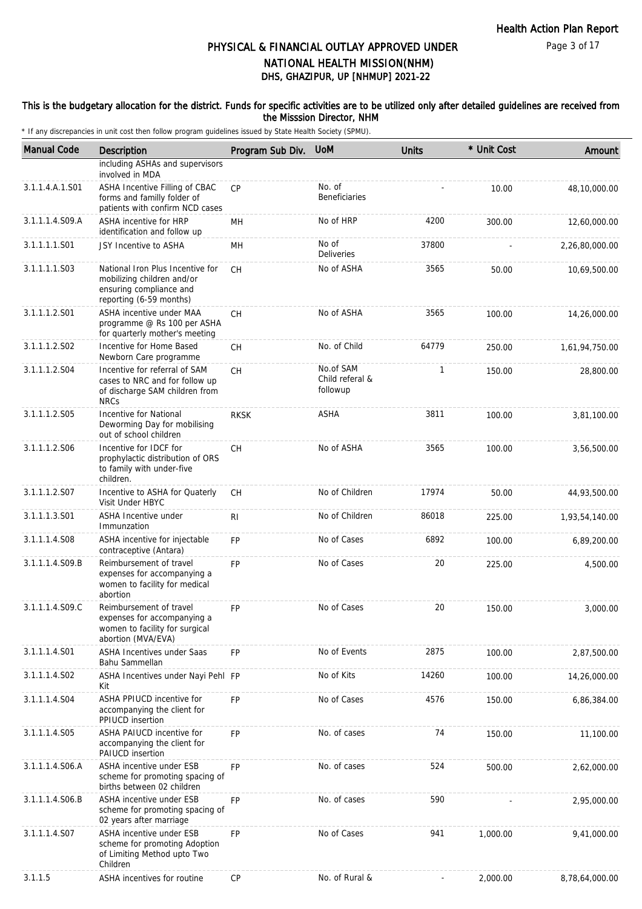# PHYSICAL & FINANCIAL OUTLAY APPROVED UNDER NATIONAL HEALTH MISSION(NHM)

## DHS, GHAZIPUR, UP [NHMUP] 2021-22

**This is the budgetary allocation for the district. Funds for specific activities are to be utilized only after detailed guidelines are received from the Misssion Director, NHM**

* If any discrepancies in unit cost then follow program guidelines issued by State Health Society (SPMU).

| Manual Code | Description | Program Sub Div. | UoM | Units | * Unit Cost | Amount |
|---|---|---|---|---|---|---|
| | including ASHAs and supervisors involved in MDA | | | | | |
| 3.1.1.4.A.1.S01 | ASHA Incentive Filling of CBAC forms and familly folder of patients with confirm NCD cases | CP | No. of Beneficiaries | - | 10.00 | 48,10,000.00 |
| 3.1.1.1.4.S09.A | ASHA incentive for HRP identification and follow up | MH | No of HRP | 4200 | 300.00 | 12,60,000.00 |
| 3.1.1.1.1.S01 | JSY Incentive to ASHA | MH | No of Deliveries | 37800 | - | 2,26,80,000.00 |
| 3.1.1.1.1.S03 | National Iron Plus Incentive for mobilizing children and/or ensuring compliance and reporting (6-59 months) | CH | No of ASHA | 3565 | 50.00 | 10,69,500.00 |
| 3.1.1.1.2.S01 | ASHA incentive under MAA programme @ Rs 100 per ASHA for quarterly mother's meeting | CH | No of ASHA | 3565 | 100.00 | 14,26,000.00 |
| 3.1.1.1.2.S02 | Incentive for Home Based Newborn Care programme | CH | No. of Child | 64779 | 250.00 | 1,61,94,750.00 |
| 3.1.1.1.2.S04 | Incentive for referral of SAM cases to NRC and for follow up of discharge SAM children from NRCs | CH | No.of SAM Child referal & followup | 1 | 150.00 | 28,800.00 |
| 3.1.1.1.2.S05 | Incentive for National Deworming Day for mobilising out of school children | RKSK | ASHA | 3811 | 100.00 | 3,81,100.00 |
| 3.1.1.1.2.S06 | Incentive for IDCF for prophylactic distribution of ORS to family with under-five children. | CH | No of ASHA | 3565 | 100.00 | 3,56,500.00 |
| 3.1.1.1.2.S07 | Incentive to ASHA for Quaterly Visit Under HBYC | CH | No of Children | 17974 | 50.00 | 44,93,500.00 |
| 3.1.1.1.3.S01 | ASHA Incentive under Immunzation | RI | No of Children | 86018 | 225.00 | 1,93,54,140.00 |
| 3.1.1.1.4.S08 | ASHA incentive for injectable contraceptive (Antara) | FP | No of Cases | 6892 | 100.00 | 6,89,200.00 |
| 3.1.1.1.4.S09.B | Reimbursement of travel expenses for accompanying a women to facility for medical abortion | FP | No of Cases | 20 | 225.00 | 4,500.00 |
| 3.1.1.1.4.S09.C | Reimbursement of travel expenses for accompanying a women to facility for surgical abortion (MVA/EVA) | FP | No of Cases | 20 | 150.00 | 3,000.00 |
| 3.1.1.1.4.S01 | ASHA Incentives under Saas Bahu Sammellan | FP | No of Events | 2875 | 100.00 | 2,87,500.00 |
| 3.1.1.1.4.S02 | ASHA Incentives under Nayi Pehl Kit | FP | No of Kits | 14260 | 100.00 | 14,26,000.00 |
| 3.1.1.1.4.S04 | ASHA PPIUCD incentive for accompanying the client for PPIUCD insertion | FP | No of Cases | 4576 | 150.00 | 6,86,384.00 |
| 3.1.1.1.4.S05 | ASHA PAIUCD incentive for accompanying the client for PAIUCD insertion | FP | No. of cases | 74 | 150.00 | 11,100.00 |
| 3.1.1.1.4.S06.A | ASHA incentive under ESB scheme for promoting spacing of births between 02 children | FP | No. of cases | 524 | 500.00 | 2,62,000.00 |
| 3.1.1.1.4.S06.B | ASHA incentive under ESB scheme for promoting spacing of 02 years after marriage | FP | No. of cases | 590 | - | 2,95,000.00 |
| 3.1.1.1.4.S07 | ASHA incentive under ESB scheme for promoting Adoption of Limiting Method upto Two Children | FP | No of Cases | 941 | 1,000.00 | 9,41,000.00 |
| 3.1.1.5 | ASHA incentives for routine | CP | No. of Rural & | - | 2,000.00 | 8,78,64,000.00 |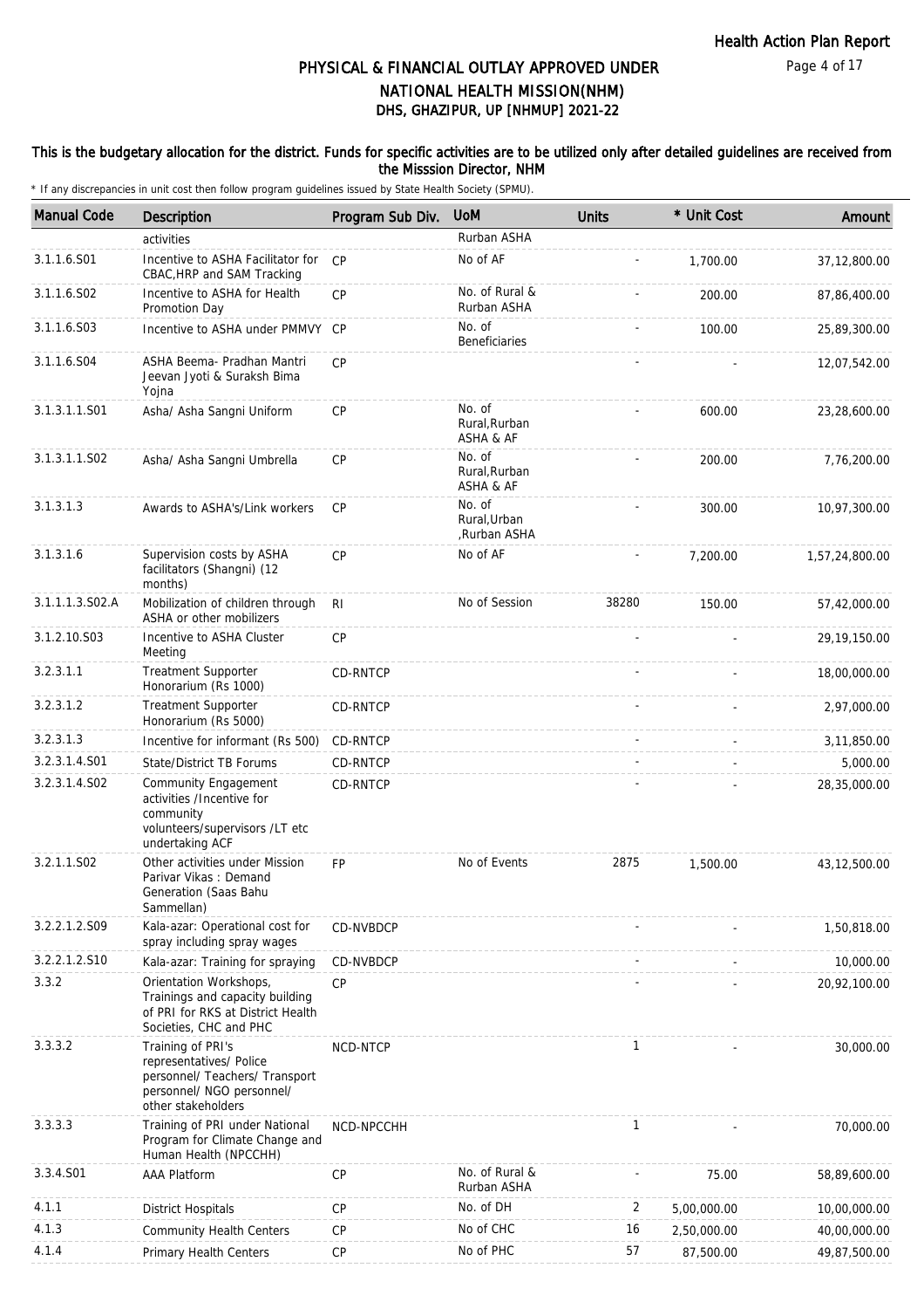# PHYSICAL & FINANCIAL OUTLAY APPROVED UNDER NATIONAL HEALTH MISSION(NHM)

## DHS, GHAZIPUR, UP [NHMUP] 2021-22

**This is the budgetary allocation for the district. Funds for specific activities are to be utilized only after detailed guidelines are received from the Misssion Director, NHM**

\* If any discrepancies in unit cost then follow program guidelines issued by State Health Society (SPMU).

| Manual Code | Description | Program Sub Div. | UoM | Units | * Unit Cost | Amount |
|---|---|---|---|---|---|---|
| | activities | | Rurban ASHA | | | |
| 3.1.1.6.S01 | Incentive to ASHA Facilitator for CBAC,HRP and SAM Tracking | CP | No of AF | - | 1,700.00 | 37,12,800.00 |
| 3.1.1.6.S02 | Incentive to ASHA for Health Promotion Day | CP | No. of Rural & Rurban ASHA | - | 200.00 | 87,86,400.00 |
| 3.1.1.6.S03 | Incentive to ASHA under PMMVY | CP | No. of Beneficiaries | - | 100.00 | 25,89,300.00 |
| 3.1.1.6.S04 | ASHA Beema- Pradhan Mantri Jeevan Jyoti & Suraksh Bima Yojna | CP | | - | - | 12,07,542.00 |
| 3.1.3.1.1.S01 | Asha/ Asha Sangni Uniform | CP | No. of Rural,Rurban ASHA & AF | - | 600.00 | 23,28,600.00 |
| 3.1.3.1.1.S02 | Asha/ Asha Sangni Umbrella | CP | No. of Rural,Rurban ASHA & AF | - | 200.00 | 7,76,200.00 |
| 3.1.3.1.3 | Awards to ASHA's/Link workers | CP | No. of Rural,Urban ,Rurban ASHA | - | 300.00 | 10,97,300.00 |
| 3.1.3.1.6 | Supervision costs by ASHA facilitators (Shangni) (12 months) | CP | No of AF | - | 7,200.00 | 1,57,24,800.00 |
| 3.1.1.1.3.S02.A | Mobilization of children through ASHA or other mobilizers | RI | No of Session | 38280 | 150.00 | 57,42,000.00 |
| 3.1.2.10.S03 | Incentive to ASHA Cluster Meeting | CP | | - | - | 29,19,150.00 |
| 3.2.3.1.1 | Treatment Supporter Honorarium (Rs 1000) | CD-RNTCP | | - | - | 18,00,000.00 |
| 3.2.3.1.2 | Treatment Supporter Honorarium (Rs 5000) | CD-RNTCP | | - | - | 2,97,000.00 |
| 3.2.3.1.3 | Incentive for informant (Rs 500) | CD-RNTCP | | - | - | 3,11,850.00 |
| 3.2.3.1.4.S01 | State/District TB Forums | CD-RNTCP | | - | - | 5,000.00 |
| 3.2.3.1.4.S02 | Community Engagement activities /Incentive for community volunteers/supervisors /LT etc undertaking ACF | CD-RNTCP | | - | - | 28,35,000.00 |
| 3.2.1.1.S02 | Other activities under Mission Parivar Vikas : Demand Generation (Saas Bahu Sammellan) | FP | No of Events | 2875 | 1,500.00 | 43,12,500.00 |
| 3.2.2.1.2.S09 | Kala-azar: Operational cost for spray including spray wages | CD-NVBDCP | | - | - | 1,50,818.00 |
| 3.2.2.1.2.S10 | Kala-azar: Training for spraying | CD-NVBDCP | | - | - | 10,000.00 |
| 3.3.2 | Orientation Workshops, Trainings and capacity building of PRI for RKS at District Health Societies, CHC and PHC | CP | | - | - | 20,92,100.00 |
| 3.3.3.2 | Training of PRI's representatives/ Police personnel/ Teachers/ Transport personnel/ NGO personnel/ other stakeholders | NCD-NTCP | | 1 | - | 30,000.00 |
| 3.3.3.3 | Training of PRI under National Program for Climate Change and Human Health (NPCCHH) | NCD-NPCCHH | | 1 | - | 70,000.00 |
| 3.3.4.S01 | AAA Platform | CP | No. of Rural & Rurban ASHA | - | 75.00 | 58,89,600.00 |
| 4.1.1 | District Hospitals | CP | No. of DH | 2 | 5,00,000.00 | 10,00,000.00 |
| 4.1.3 | Community Health Centers | CP | No of CHC | 16 | 2,50,000.00 | 40,00,000.00 |
| 4.1.4 | Primary Health Centers | CP | No of PHC | 57 | 87,500.00 | 49,87,500.00 |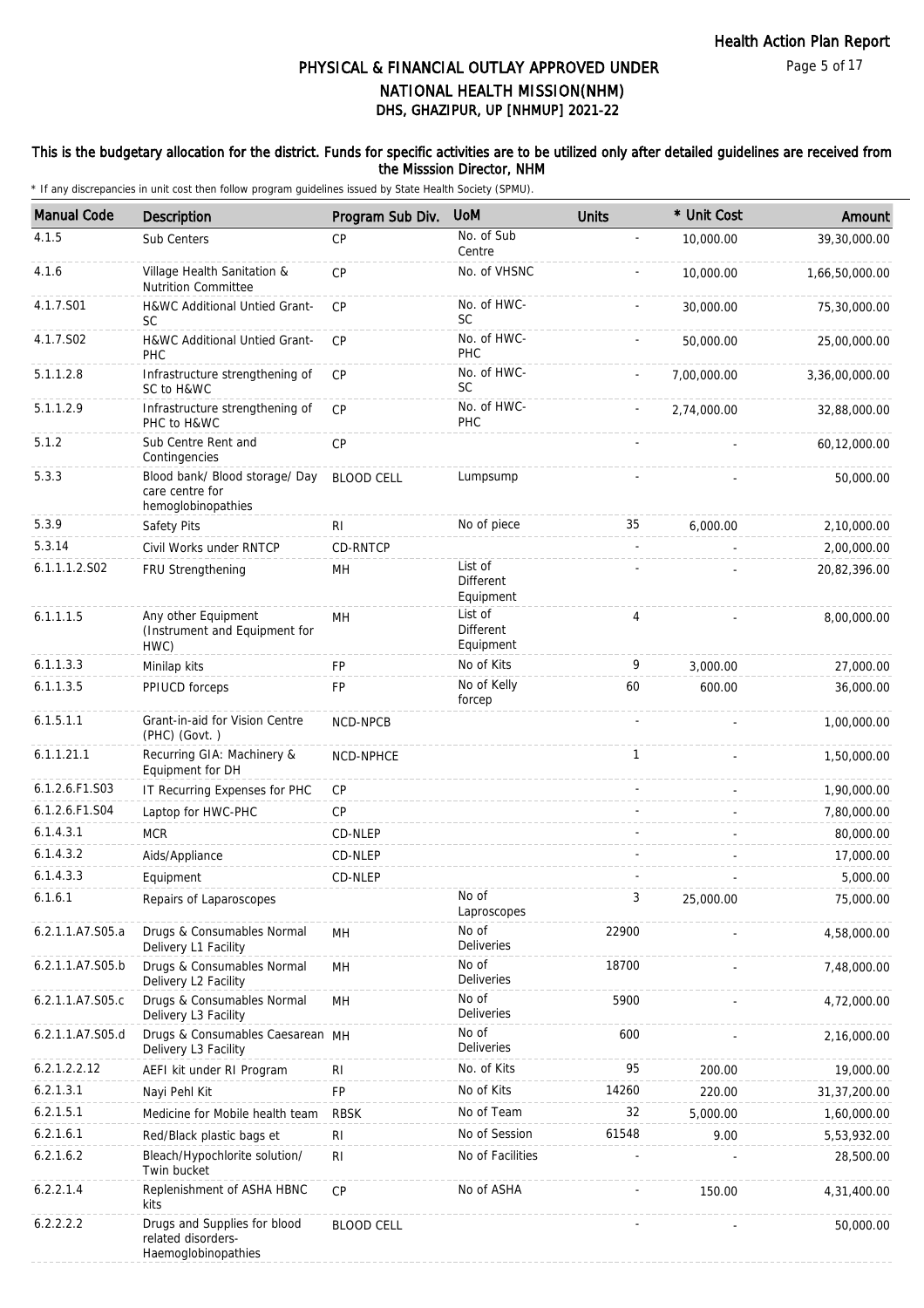Health Action Plan Report

# PHYSICAL & FINANCIAL OUTLAY APPROVED UNDER NATIONAL HEALTH MISSION(NHM)
## DHS, GHAZIPUR, UP [NHMUP] 2021-22

**This is the budgetary allocation for the district. Funds for specific activities are to be utilized only after detailed guidelines are received from the Misssion Director, NHM**

\* If any discrepancies in unit cost then follow program guidelines issued by State Health Society (SPMU).

| Manual Code | Description | Program Sub Div. | UoM | Units | * Unit Cost | Amount |
|---|---|---|---|---|---|---|
| 4.1.5 | Sub Centers | CP | No. of Sub Centre | - | 10,000.00 | 39,30,000.00 |
| 4.1.6 | Village Health Sanitation & Nutrition Committee | CP | No. of VHSNC | - | 10,000.00 | 1,66,50,000.00 |
| 4.1.7.S01 | H&WC Additional Untied Grant-SC | CP | No. of HWC-SC | - | 30,000.00 | 75,30,000.00 |
| 4.1.7.S02 | H&WC Additional Untied Grant-PHC | CP | No. of HWC-PHC | - | 50,000.00 | 25,00,000.00 |
| 5.1.1.2.8 | Infrastructure strengthening of SC to H&WC | CP | No. of HWC-SC | - | 7,00,000.00 | 3,36,00,000.00 |
| 5.1.1.2.9 | Infrastructure strengthening of PHC to H&WC | CP | No. of HWC-PHC | - | 2,74,000.00 | 32,88,000.00 |
| 5.1.2 | Sub Centre Rent and Contingencies | CP | | - | - | 60,12,000.00 |
| 5.3.3 | Blood bank/ Blood storage/ Day care centre for hemoglobinopathies | BLOOD CELL | Lumpsump | - | - | 50,000.00 |
| 5.3.9 | Safety Pits | RI | No of piece | 35 | 6,000.00 | 2,10,000.00 |
| 5.3.14 | Civil Works under RNTCP | CD-RNTCP | | - | - | 2,00,000.00 |
| 6.1.1.1.2.S02 | FRU Strengthening | MH | List of Different Equipment | - | - | 20,82,396.00 |
| 6.1.1.1.5 | Any other Equipment (Instrument and Equipment for HWC) | MH | List of Different Equipment | 4 | - | 8,00,000.00 |
| 6.1.1.3.3 | Minilap kits | FP | No of Kits | 9 | 3,000.00 | 27,000.00 |
| 6.1.1.3.5 | PPIUCD forceps | FP | No of Kelly forcep | 60 | 600.00 | 36,000.00 |
| 6.1.5.1.1 | Grant-in-aid for Vision Centre (PHC) (Govt. ) | NCD-NPCB | | - | - | 1,00,000.00 |
| 6.1.1.21.1 | Recurring GIA: Machinery & Equipment for DH | NCD-NPHCE | | 1 | - | 1,50,000.00 |
| 6.1.2.6.F1.S03 | IT Recurring Expenses for PHC | CP | | - | - | 1,90,000.00 |
| 6.1.2.6.F1.S04 | Laptop for HWC-PHC | CP | | - | - | 7,80,000.00 |
| 6.1.4.3.1 | MCR | CD-NLEP | | - | - | 80,000.00 |
| 6.1.4.3.2 | Aids/Appliance | CD-NLEP | | - | - | 17,000.00 |
| 6.1.4.3.3 | Equipment | CD-NLEP | | - | - | 5,000.00 |
| 6.1.6.1 | Repairs of Laparoscopes | | No of Laproscopes | 3 | 25,000.00 | 75,000.00 |
| 6.2.1.1.A7.S05.a | Drugs & Consumables Normal Delivery L1 Facility | MH | No of Deliveries | 22900 | - | 4,58,000.00 |
| 6.2.1.1.A7.S05.b | Drugs & Consumables Normal Delivery L2 Facility | MH | No of Deliveries | 18700 | - | 7,48,000.00 |
| 6.2.1.1.A7.S05.c | Drugs & Consumables Normal Delivery L3 Facility | MH | No of Deliveries | 5900 | - | 4,72,000.00 |
| 6.2.1.1.A7.S05.d | Drugs & Consumables Caesarean Delivery L3 Facility | MH | No of Deliveries | 600 | - | 2,16,000.00 |
| 6.2.1.2.2.12 | AEFI kit under RI Program | RI | No. of Kits | 95 | 200.00 | 19,000.00 |
| 6.2.1.3.1 | Nayi Pehl Kit | FP | No of Kits | 14260 | 220.00 | 31,37,200.00 |
| 6.2.1.5.1 | Medicine for Mobile health team | RBSK | No of Team | 32 | 5,000.00 | 1,60,000.00 |
| 6.2.1.6.1 | Red/Black plastic bags et | RI | No of Session | 61548 | 9.00 | 5,53,932.00 |
| 6.2.1.6.2 | Bleach/Hypochlorite solution/ Twin bucket | RI | No of Facilities | - | - | 28,500.00 |
| 6.2.2.1.4 | Replenishment of ASHA HBNC kits | CP | No of ASHA | - | 150.00 | 4,31,400.00 |
| 6.2.2.2.2 | Drugs and Supplies for blood related disorders-Haemoglobinopathies | BLOOD CELL | | - | - | 50,000.00 |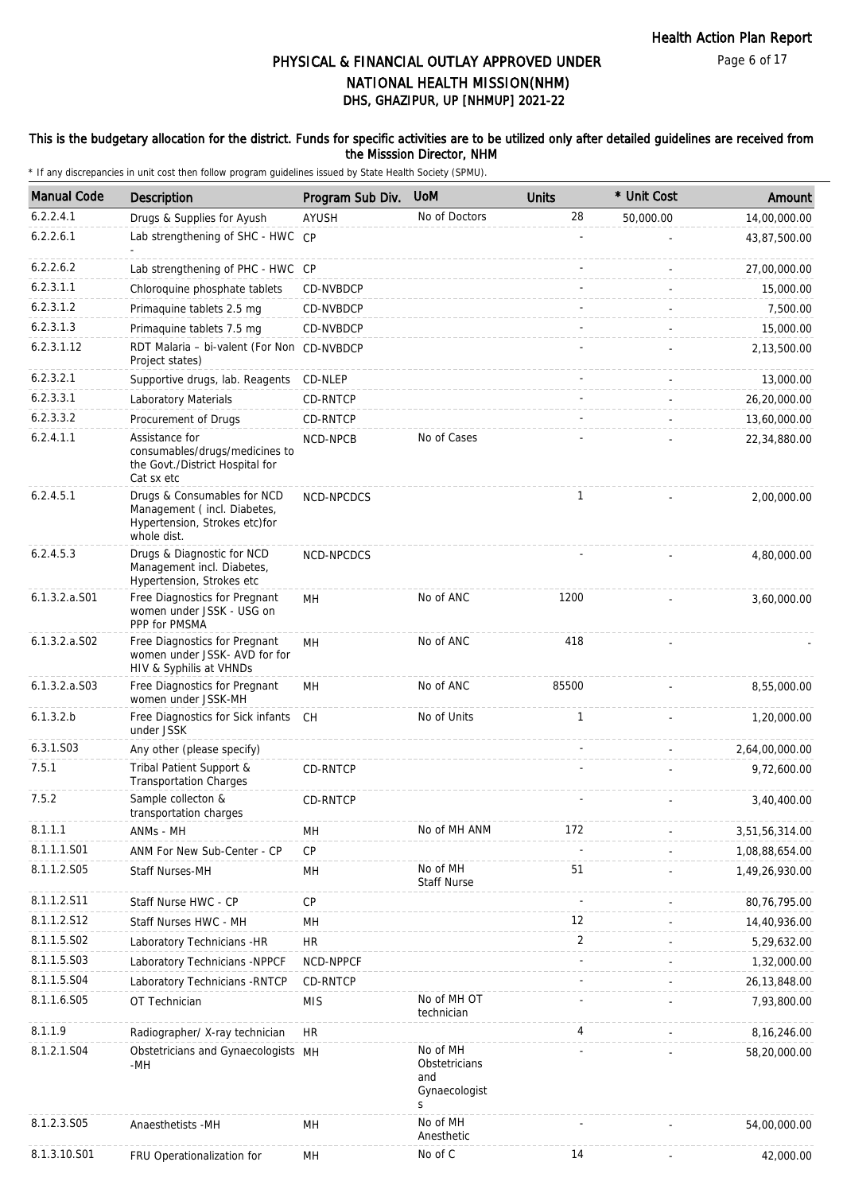# PHYSICAL & FINANCIAL OUTLAY APPROVED UNDER NATIONAL HEALTH MISSION(NHM)
## DHS, GHAZIPUR, UP [NHMUP] 2021-22

**This is the budgetary allocation for the district. Funds for specific activities are to be utilized only after detailed guidelines are received from the Misssion Director, NHM**

\* If any discrepancies in unit cost then follow program guidelines issued by State Health Society (SPMU).

| Manual Code | Description | Program Sub Div. | UoM | Units | * Unit Cost | Amount |
|---|---|---|---|---|---|---|
| 6.2.2.4.1 | Drugs & Supplies for Ayush | AYUSH | No of Doctors | 28 | 50,000.00 | 14,00,000.00 |
| 6.2.2.6.1 | Lab strengthening of SHC - HWC - | CP | | - | - | 43,87,500.00 |
| 6.2.2.6.2 | Lab strengthening of PHC - HWC | CP | | - | - | 27,00,000.00 |
| 6.2.3.1.1 | Chloroquine phosphate tablets | CD-NVBDCP | | - | - | 15,000.00 |
| 6.2.3.1.2 | Primaquine tablets 2.5 mg | CD-NVBDCP | | - | - | 7,500.00 |
| 6.2.3.1.3 | Primaquine tablets 7.5 mg | CD-NVBDCP | | - | - | 15,000.00 |
| 6.2.3.1.12 | RDT Malaria – bi-valent (For Non Project states) | CD-NVBDCP | | - | - | 2,13,500.00 |
| 6.2.3.2.1 | Supportive drugs, lab. Reagents | CD-NLEP | | - | - | 13,000.00 |
| 6.2.3.3.1 | Laboratory Materials | CD-RNTCP | | - | - | 26,20,000.00 |
| 6.2.3.3.2 | Procurement of Drugs | CD-RNTCP | | - | - | 13,60,000.00 |
| 6.2.4.1.1 | Assistance for consumables/drugs/medicines to the Govt./District Hospital for Cat sx etc | NCD-NPCB | No of Cases | - | - | 22,34,880.00 |
| 6.2.4.5.1 | Drugs & Consumables for NCD Management ( incl. Diabetes, Hypertension, Strokes etc)for whole dist. | NCD-NPCDCS | | 1 | - | 2,00,000.00 |
| 6.2.4.5.3 | Drugs & Diagnostic for NCD Management incl. Diabetes, Hypertension, Strokes etc | NCD-NPCDCS | | - | - | 4,80,000.00 |
| 6.1.3.2.a.S01 | Free Diagnostics for Pregnant women under JSSK - USG on PPP for PMSMA | MH | No of ANC | 1200 | - | 3,60,000.00 |
| 6.1.3.2.a.S02 | Free Diagnostics for Pregnant women under JSSK- AVD for for HIV & Syphilis at VHNDs | MH | No of ANC | 418 | - | - |
| 6.1.3.2.a.S03 | Free Diagnostics for Pregnant women under JSSK-MH | MH | No of ANC | 85500 | - | 8,55,000.00 |
| 6.1.3.2.b | Free Diagnostics for Sick infants under JSSK | CH | No of Units | 1 | - | 1,20,000.00 |
| 6.3.1.S03 | Any other (please specify) | | | - | - | 2,64,00,000.00 |
| 7.5.1 | Tribal Patient Support & Transportation Charges | CD-RNTCP | | - | - | 9,72,600.00 |
| 7.5.2 | Sample collecton & transportation charges | CD-RNTCP | | - | - | 3,40,400.00 |
| 8.1.1.1 | ANMs - MH | MH | No of MH ANM | 172 | - | 3,51,56,314.00 |
| 8.1.1.1.S01 | ANM For New Sub-Center - CP | CP | | - | - | 1,08,88,654.00 |
| 8.1.1.2.S05 | Staff Nurses-MH | MH | No of MH Staff Nurse | 51 | - | 1,49,26,930.00 |
| 8.1.1.2.S11 | Staff Nurse HWC - CP | CP | | - | - | 80,76,795.00 |
| 8.1.1.2.S12 | Staff Nurses HWC - MH | MH | | 12 | - | 14,40,936.00 |
| 8.1.1.5.S02 | Laboratory Technicians -HR | HR | | 2 | - | 5,29,632.00 |
| 8.1.1.5.S03 | Laboratory Technicians -NPPCF | NCD-NPPCF | | - | - | 1,32,000.00 |
| 8.1.1.5.S04 | Laboratory Technicians -RNTCP | CD-RNTCP | | - | - | 26,13,848.00 |
| 8.1.1.6.S05 | OT Technician | MIS | No of MH OT technician | - | - | 7,93,800.00 |
| 8.1.1.9 | Radiographer/ X-ray technician | HR | | 4 | - | 8,16,246.00 |
| 8.1.2.1.S04 | Obstetricians and Gynaecologists -MH | MH | No of MH Obstetricians and Gynaecologists | - | - | 58,20,000.00 |
| 8.1.2.3.S05 | Anaesthetists -MH | MH | No of MH Anesthetic | - | - | 54,00,000.00 |
| 8.1.3.10.S01 | FRU Operationalization for | MH | No of C | 14 | - | 42,000.00 |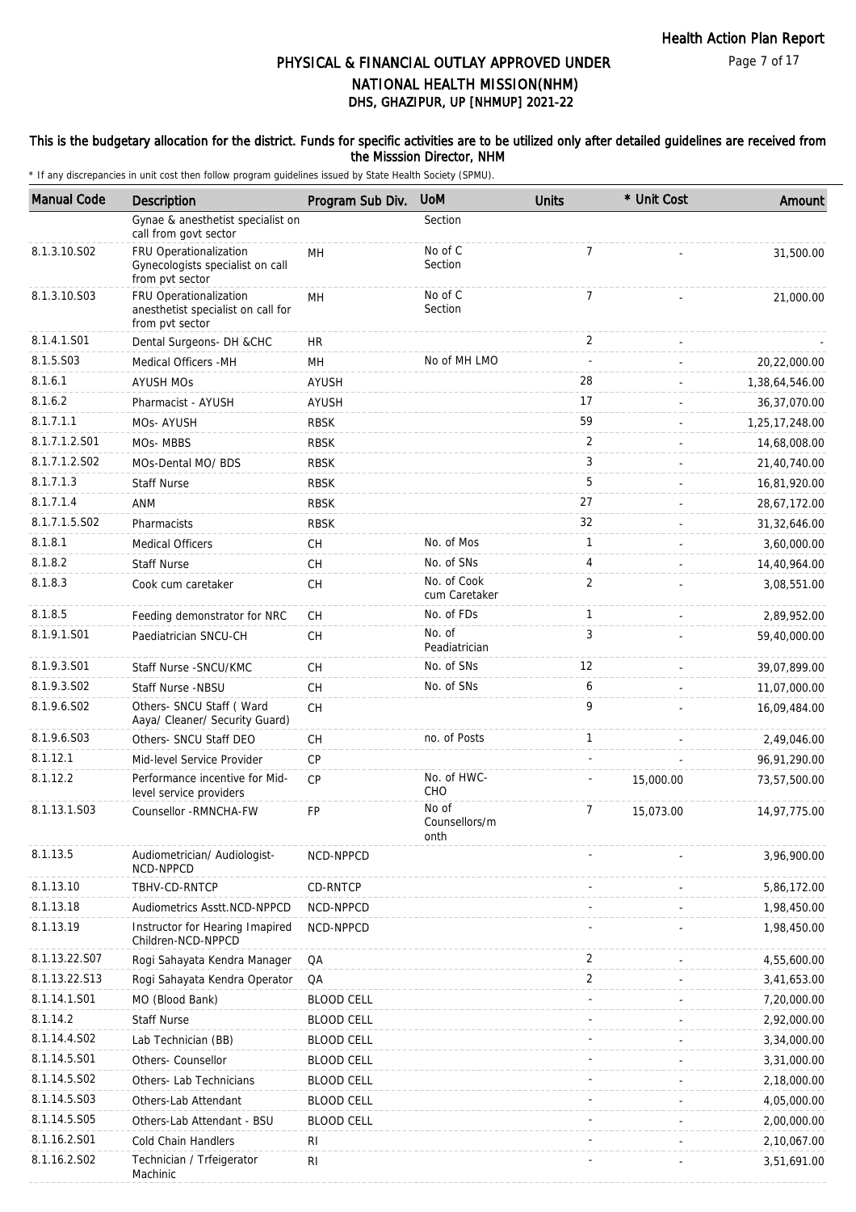# PHYSICAL & FINANCIAL OUTLAY APPROVED UNDER NATIONAL HEALTH MISSION(NHM)
## DHS, GHAZIPUR, UP [NHMUP] 2021-22

This is the budgetary allocation for the district. Funds for specific activities are to be utilized only after detailed guidelines are received from the Misssion Director, NHM

* If any discrepancies in unit cost then follow program guidelines issued by State Health Society (SPMU).

| Manual Code | Description | Program Sub Div. | UoM | Units | * Unit Cost | Amount |
|---|---|---|---|---|---|---|
| | Gynae & anesthetist specialist on call from govt sector | | Section | | | |
| 8.1.3.10.S02 | FRU Operationalization Gynecologists specialist on call from pvt sector | MH | No of C Section | 7 | - | 31,500.00 |
| 8.1.3.10.S03 | FRU Operationalization anesthetist specialist on call for from pvt sector | MH | No of C Section | 7 | - | 21,000.00 |
| 8.1.4.1.S01 | Dental Surgeons- DH &CHC | HR | | 2 | - | - |
| 8.1.5.S03 | Medical Officers -MH | MH | No of MH LMO | - | - | 20,22,000.00 |
| 8.1.6.1 | AYUSH MOs | AYUSH | | 28 | - | 1,38,64,546.00 |
| 8.1.6.2 | Pharmacist - AYUSH | AYUSH | | 17 | - | 36,37,070.00 |
| 8.1.7.1.1 | MOs- AYUSH | RBSK | | 59 | - | 1,25,17,248.00 |
| 8.1.7.1.2.S01 | MOs- MBBS | RBSK | | 2 | - | 14,68,008.00 |
| 8.1.7.1.2.S02 | MOs-Dental MO/ BDS | RBSK | | 3 | - | 21,40,740.00 |
| 8.1.7.1.3 | Staff Nurse | RBSK | | 5 | - | 16,81,920.00 |
| 8.1.7.1.4 | ANM | RBSK | | 27 | - | 28,67,172.00 |
| 8.1.7.1.5.S02 | Pharmacists | RBSK | | 32 | - | 31,32,646.00 |
| 8.1.8.1 | Medical Officers | CH | No. of Mos | 1 | - | 3,60,000.00 |
| 8.1.8.2 | Staff Nurse | CH | No. of SNs | 4 | - | 14,40,964.00 |
| 8.1.8.3 | Cook cum caretaker | CH | No. of Cook cum Caretaker | 2 | - | 3,08,551.00 |
| 8.1.8.5 | Feeding demonstrator for NRC | CH | No. of FDs | 1 | - | 2,89,952.00 |
| 8.1.9.1.S01 | Paediatrician SNCU-CH | CH | No. of Peadiatrician | 3 | - | 59,40,000.00 |
| 8.1.9.3.S01 | Staff Nurse -SNCU/KMC | CH | No. of SNs | 12 | - | 39,07,899.00 |
| 8.1.9.3.S02 | Staff Nurse -NBSU | CH | No. of SNs | 6 | - | 11,07,000.00 |
| 8.1.9.6.S02 | Others- SNCU Staff ( Ward Aaya/ Cleaner/ Security Guard) | CH | | 9 | - | 16,09,484.00 |
| 8.1.9.6.S03 | Others- SNCU Staff DEO | CH | no. of Posts | 1 | - | 2,49,046.00 |
| 8.1.12.1 | Mid-level Service Provider | CP | | - | - | 96,91,290.00 |
| 8.1.12.2 | Performance incentive for Mid-level service providers | CP | No. of HWC-CHO | - | 15,000.00 | 73,57,500.00 |
| 8.1.13.1.S03 | Counsellor -RMNCHA-FW | FP | No of Counsellors/month | 7 | 15,073.00 | 14,97,775.00 |
| 8.1.13.5 | Audiometrician/ Audiologist-NCD-NPPCD | NCD-NPPCD | | - | - | 3,96,900.00 |
| 8.1.13.10 | TBHV-CD-RNTCP | CD-RNTCP | | - | - | 5,86,172.00 |
| 8.1.13.18 | Audiometrics Asstt.NCD-NPPCD | NCD-NPPCD | | - | - | 1,98,450.00 |
| 8.1.13.19 | Instructor for Hearing Imapired Children-NCD-NPPCD | NCD-NPPCD | | - | - | 1,98,450.00 |
| 8.1.13.22.S07 | Rogi Sahayata Kendra Manager | QA | | 2 | - | 4,55,600.00 |
| 8.1.13.22.S13 | Rogi Sahayata Kendra Operator | QA | | 2 | - | 3,41,653.00 |
| 8.1.14.1.S01 | MO (Blood Bank) | BLOOD CELL | | - | - | 7,20,000.00 |
| 8.1.14.2 | Staff Nurse | BLOOD CELL | | - | - | 2,92,000.00 |
| 8.1.14.4.S02 | Lab Technician (BB) | BLOOD CELL | | - | - | 3,34,000.00 |
| 8.1.14.5.S01 | Others- Counsellor | BLOOD CELL | | - | - | 3,31,000.00 |
| 8.1.14.5.S02 | Others- Lab Technicians | BLOOD CELL | | - | - | 2,18,000.00 |
| 8.1.14.5.S03 | Others-Lab Attendant | BLOOD CELL | | - | - | 4,05,000.00 |
| 8.1.14.5.S05 | Others-Lab Attendant - BSU | BLOOD CELL | | - | - | 2,00,000.00 |
| 8.1.16.2.S01 | Cold Chain Handlers | RI | | - | - | 2,10,067.00 |
| 8.1.16.2.S02 | Technician / Trfeigerator Machinic | RI | | - | - | 3,51,691.00 |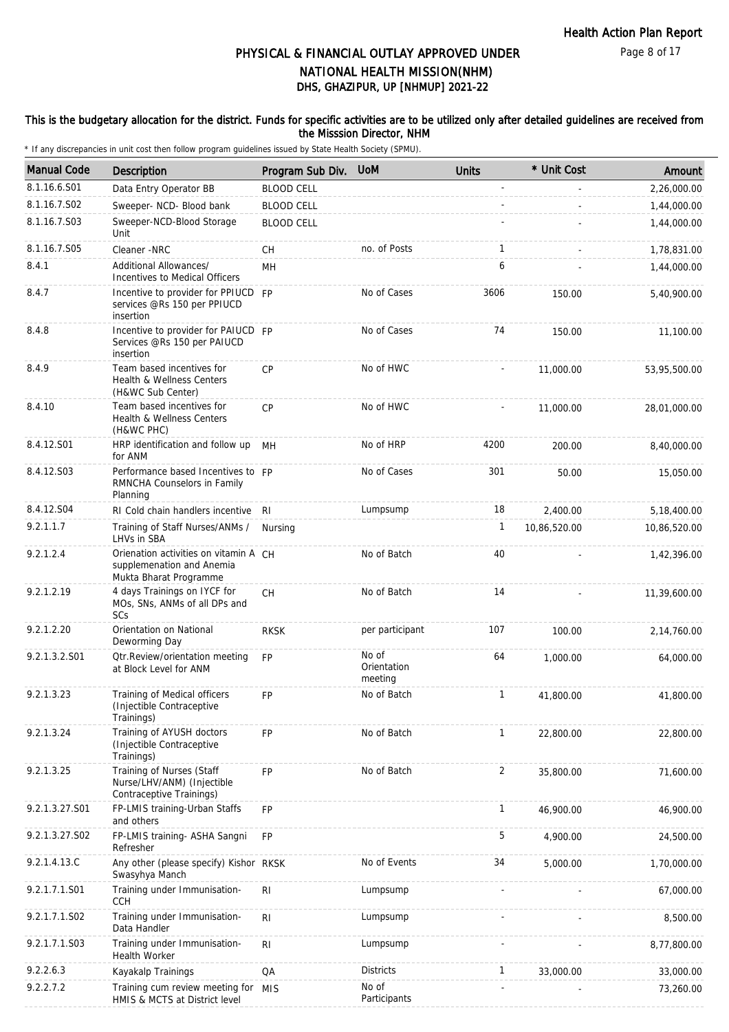# PHYSICAL & FINANCIAL OUTLAY APPROVED UNDER NATIONAL HEALTH MISSION(NHM)
## DHS, GHAZIPUR, UP [NHMUP] 2021-22

**This is the budgetary allocation for the district. Funds for specific activities are to be utilized only after detailed guidelines are received from the Misssion Director, NHM**

\* If any discrepancies in unit cost then follow program guidelines issued by State Health Society (SPMU).

| Manual Code | Description | Program Sub Div. | UoM | Units | * Unit Cost | Amount |
|---|---|---|---|---|---|---|
| 8.1.16.6.S01 | Data Entry Operator BB | BLOOD CELL | | - | - | 2,26,000.00 |
| 8.1.16.7.S02 | Sweeper- NCD- Blood bank | BLOOD CELL | | - | - | 1,44,000.00 |
| 8.1.16.7.S03 | Sweeper-NCD-Blood Storage Unit | BLOOD CELL | | - | - | 1,44,000.00 |
| 8.1.16.7.S05 | Cleaner -NRC | CH | no. of Posts | 1 | - | 1,78,831.00 |
| 8.4.1 | Additional Allowances/ Incentives to Medical Officers | MH | | 6 | - | 1,44,000.00 |
| 8.4.7 | Incentive to provider for PPIUCD services @Rs 150 per PPIUCD insertion | FP | No of Cases | 3606 | 150.00 | 5,40,900.00 |
| 8.4.8 | Incentive to provider for PAIUCD Services @Rs 150 per PAIUCD insertion | FP | No of Cases | 74 | 150.00 | 11,100.00 |
| 8.4.9 | Team based incentives for Health & Wellness Centers (H&WC Sub Center) | CP | No of HWC | - | 11,000.00 | 53,95,500.00 |
| 8.4.10 | Team based incentives for Health & Wellness Centers (H&WC PHC) | CP | No of HWC | - | 11,000.00 | 28,01,000.00 |
| 8.4.12.S01 | HRP identification and follow up for ANM | MH | No of HRP | 4200 | 200.00 | 8,40,000.00 |
| 8.4.12.S03 | Performance based Incentives to RMNCHA Counselors in Family Planning | FP | No of Cases | 301 | 50.00 | 15,050.00 |
| 8.4.12.S04 | RI Cold chain handlers incentive | RI | Lumpsump | 18 | 2,400.00 | 5,18,400.00 |
| 9.2.1.1.7 | Training of Staff Nurses/ANMs / LHVs in SBA | Nursing | | 1 | 10,86,520.00 | 10,86,520.00 |
| 9.2.1.2.4 | Orienation activities on vitamin A supplemenation and Anemia Mukta Bharat Programme | CH | No of Batch | 40 | - | 1,42,396.00 |
| 9.2.1.2.19 | 4 days Trainings on IYCF for MOs, SNs, ANMs of all DPs and SCs | CH | No of Batch | 14 | - | 11,39,600.00 |
| 9.2.1.2.20 | Orientation on National Deworming Day | RKSK | per participant | 107 | 100.00 | 2,14,760.00 |
| 9.2.1.3.2.S01 | Qtr.Review/orientation meeting at Block Level for ANM | FP | No of Orientation meeting | 64 | 1,000.00 | 64,000.00 |
| 9.2.1.3.23 | Training of Medical officers (Injectible Contraceptive Trainings) | FP | No of Batch | 1 | 41,800.00 | 41,800.00 |
| 9.2.1.3.24 | Training of AYUSH doctors (Injectible Contraceptive Trainings) | FP | No of Batch | 1 | 22,800.00 | 22,800.00 |
| 9.2.1.3.25 | Training of Nurses (Staff Nurse/LHV/ANM) (Injectible Contraceptive Trainings) | FP | No of Batch | 2 | 35,800.00 | 71,600.00 |
| 9.2.1.3.27.S01 | FP-LMIS training-Urban Staffs and others | FP | | 1 | 46,900.00 | 46,900.00 |
| 9.2.1.3.27.S02 | FP-LMIS training- ASHA Sangni Refresher | FP | | 5 | 4,900.00 | 24,500.00 |
| 9.2.1.4.13.C | Any other (please specify) Kishor Swasyhya Manch | RKSK | No of Events | 34 | 5,000.00 | 1,70,000.00 |
| 9.2.1.7.1.S01 | Training under Immunisation-CCH | RI | Lumpsump | - | - | 67,000.00 |
| 9.2.1.7.1.S02 | Training under Immunisation-Data Handler | RI | Lumpsump | - | - | 8,500.00 |
| 9.2.1.7.1.S03 | Training under Immunisation-Health Worker | RI | Lumpsump | - | - | 8,77,800.00 |
| 9.2.2.6.3 | Kayakalp Trainings | QA | Districts | 1 | 33,000.00 | 33,000.00 |
| 9.2.2.7.2 | Training cum review meeting for HMIS & MCTS at District level | MIS | No of Participants | - | - | 73,260.00 |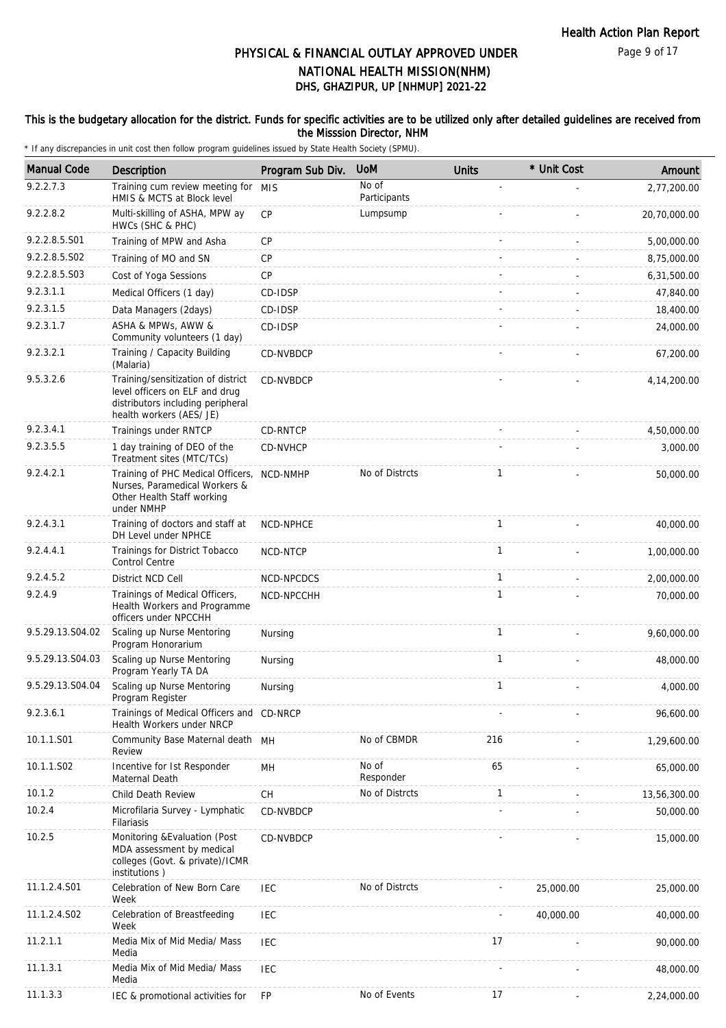# PHYSICAL & FINANCIAL OUTLAY APPROVED UNDER NATIONAL HEALTH MISSION(NHM)

## DHS, GHAZIPUR, UP [NHMUP] 2021-22

### This is the budgetary allocation for the district. Funds for specific activities are to be utilized only after detailed guidelines are received from the Misssion Director, NHM

\* If any discrepancies in unit cost then follow program guidelines issued by State Health Society (SPMU).

| Manual Code | Description | Program Sub Div. | UoM | Units | * Unit Cost | Amount |
|---|---|---|---|---|---|---|
| 9.2.2.7.3 | Training cum review meeting for HMIS & MCTS at Block level | MIS | No of Participants | - | - | 2,77,200.00 |
| 9.2.2.8.2 | Multi-skilling of ASHA, MPW ay HWCs (SHC & PHC) | CP | Lumpsump | - | - | 20,70,000.00 |
| 9.2.2.8.5.S01 | Training of MPW and Asha | CP | | - | - | 5,00,000.00 |
| 9.2.2.8.5.S02 | Training of MO and SN | CP | | - | - | 8,75,000.00 |
| 9.2.2.8.5.S03 | Cost of Yoga Sessions | CP | | - | - | 6,31,500.00 |
| 9.2.3.1.1 | Medical Officers (1 day) | CD-IDSP | | - | - | 47,840.00 |
| 9.2.3.1.5 | Data Managers (2days) | CD-IDSP | | - | - | 18,400.00 |
| 9.2.3.1.7 | ASHA & MPWs, AWW & Community volunteers (1 day) | CD-IDSP | | - | - | 24,000.00 |
| 9.2.3.2.1 | Training / Capacity Building (Malaria) | CD-NVBDCP | | - | - | 67,200.00 |
| 9.5.3.2.6 | Training/sensitization of district level officers on ELF and drug distributors including peripheral health workers (AES/ JE) | CD-NVBDCP | | - | - | 4,14,200.00 |
| 9.2.3.4.1 | Trainings under RNTCP | CD-RNTCP | | - | - | 4,50,000.00 |
| 9.2.3.5.5 | 1 day training of DEO of the Treatment sites (MTC/TCs) | CD-NVHCP | | - | - | 3,000.00 |
| 9.2.4.2.1 | Training of PHC Medical Officers, Nurses, Paramedical Workers & Other Health Staff working under NMHP | NCD-NMHP | No of Distrcts | 1 | - | 50,000.00 |
| 9.2.4.3.1 | Training of doctors and staff at DH Level under NPHCE | NCD-NPHCE | | 1 | - | 40,000.00 |
| 9.2.4.4.1 | Trainings for District Tobacco Control Centre | NCD-NTCP | | 1 | - | 1,00,000.00 |
| 9.2.4.5.2 | District NCD Cell | NCD-NPCDCS | | 1 | - | 2,00,000.00 |
| 9.2.4.9 | Trainings of Medical Officers, Health Workers and Programme officers under NPCCHH | NCD-NPCCHH | | 1 | - | 70,000.00 |
| 9.5.29.13.S04.02 | Scaling up Nurse Mentoring Program Honorarium | Nursing | | 1 | - | 9,60,000.00 |
| 9.5.29.13.S04.03 | Scaling up Nurse Mentoring Program Yearly TA DA | Nursing | | 1 | - | 48,000.00 |
| 9.5.29.13.S04.04 | Scaling up Nurse Mentoring Program Register | Nursing | | 1 | - | 4,000.00 |
| 9.2.3.6.1 | Trainings of Medical Officers and Health Workers under NRCP | CD-NRCP | | - | - | 96,600.00 |
| 10.1.1.S01 | Community Base Maternal death Review | MH | No of CBMDR | 216 | - | 1,29,600.00 |
| 10.1.1.S02 | Incentive for Ist Responder Maternal Death | MH | No of Responder | 65 | - | 65,000.00 |
| 10.1.2 | Child Death Review | CH | No of Distrcts | 1 | - | 13,56,300.00 |
| 10.2.4 | Microfilaria Survey - Lymphatic Filariasis | CD-NVBDCP | | - | - | 50,000.00 |
| 10.2.5 | Monitoring &Evaluation (Post MDA assessment by medical colleges (Govt. & private)/ICMR institutions ) | CD-NVBDCP | | - | - | 15,000.00 |
| 11.1.2.4.S01 | Celebration of New Born Care Week | IEC | No of Distrcts | - | 25,000.00 | 25,000.00 |
| 11.1.2.4.S02 | Celebration of Breastfeeding Week | IEC | | - | 40,000.00 | 40,000.00 |
| 11.2.1.1 | Media Mix of Mid Media/ Mass Media | IEC | | 17 | - | 90,000.00 |
| 11.1.3.1 | Media Mix of Mid Media/ Mass Media | IEC | | - | - | 48,000.00 |
| 11.1.3.3 | IEC & promotional activities for | FP | No of Events | 17 | - | 2,24,000.00 |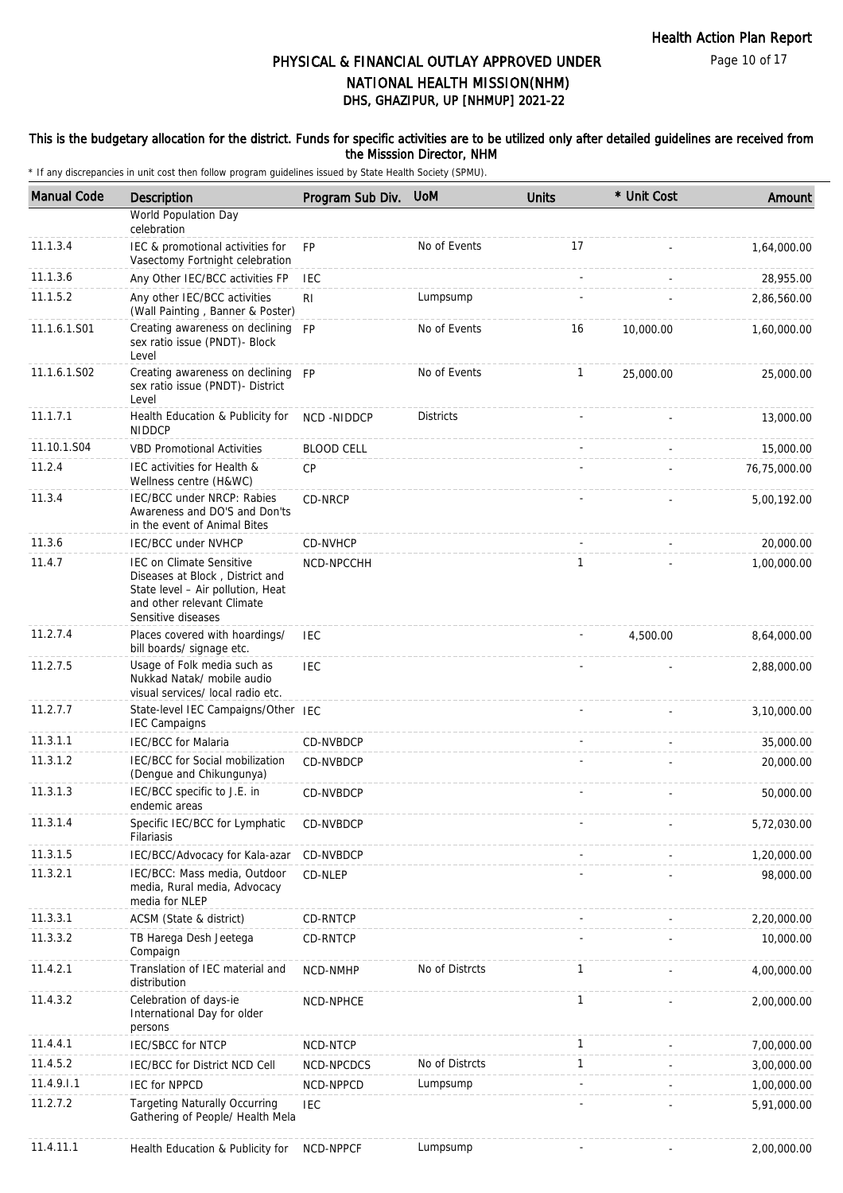# PHYSICAL & FINANCIAL OUTLAY APPROVED UNDER NATIONAL HEALTH MISSION(NHM)
## DHS, GHAZIPUR, UP [NHMUP] 2021-22

**This is the budgetary allocation for the district. Funds for specific activities are to be utilized only after detailed guidelines are received from the Misssion Director, NHM**

\* If any discrepancies in unit cost then follow program guidelines issued by State Health Society (SPMU).

| Manual Code | Description | Program Sub Div. | UoM | Units | * Unit Cost | Amount |
|---|---|---|---|---|---|---|
| | World Population Day celebration | | | | | |
| 11.1.3.4 | IEC & promotional activities for Vasectomy Fortnight celebration | FP | No of Events | 17 | - | 1,64,000.00 |
| 11.1.3.6 | Any Other IEC/BCC activities FP | IEC | | - | - | 28,955.00 |
| 11.1.5.2 | Any other IEC/BCC activities (Wall Painting , Banner & Poster) | RI | Lumpsump | - | - | 2,86,560.00 |
| 11.1.6.1.S01 | Creating awareness on declining sex ratio issue (PNDT)- Block Level | FP | No of Events | 16 | 10,000.00 | 1,60,000.00 |
| 11.1.6.1.S02 | Creating awareness on declining sex ratio issue (PNDT)- District Level | FP | No of Events | 1 | 25,000.00 | 25,000.00 |
| 11.1.7.1 | Health Education & Publicity for NIDDCP | NCD -NIDDCP | Districts | - | - | 13,000.00 |
| 11.10.1.S04 | VBD Promotional Activities | BLOOD CELL | | - | - | 15,000.00 |
| 11.2.4 | IEC activities for Health & Wellness centre (H&WC) | CP | | - | - | 76,75,000.00 |
| 11.3.4 | IEC/BCC under NRCP: Rabies Awareness and DO'S and Don'ts in the event of Animal Bites | CD-NRCP | | - | - | 5,00,192.00 |
| 11.3.6 | IEC/BCC under NVHCP | CD-NVHCP | | - | - | 20,000.00 |
| 11.4.7 | IEC on Climate Sensitive Diseases at Block , District and State level – Air pollution, Heat and other relevant Climate Sensitive diseases | NCD-NPCCHH | | 1 | - | 1,00,000.00 |
| 11.2.7.4 | Places covered with hoardings/ bill boards/ signage etc. | IEC | | - | 4,500.00 | 8,64,000.00 |
| 11.2.7.5 | Usage of Folk media such as Nukkad Natak/ mobile audio visual services/ local radio etc. | IEC | | - | - | 2,88,000.00 |
| 11.2.7.7 | State-level IEC Campaigns/Other IEC Campaigns | IEC | | - | - | 3,10,000.00 |
| 11.3.1.1 | IEC/BCC for Malaria | CD-NVBDCP | | - | - | 35,000.00 |
| 11.3.1.2 | IEC/BCC for Social mobilization (Dengue and Chikungunya) | CD-NVBDCP | | - | - | 20,000.00 |
| 11.3.1.3 | IEC/BCC specific to J.E. in endemic areas | CD-NVBDCP | | - | - | 50,000.00 |
| 11.3.1.4 | Specific IEC/BCC for Lymphatic Filariasis | CD-NVBDCP | | - | - | 5,72,030.00 |
| 11.3.1.5 | IEC/BCC/Advocacy for Kala-azar | CD-NVBDCP | | - | - | 1,20,000.00 |
| 11.3.2.1 | IEC/BCC: Mass media, Outdoor media, Rural media, Advocacy media for NLEP | CD-NLEP | | - | - | 98,000.00 |
| 11.3.3.1 | ACSM (State & district) | CD-RNTCP | | - | - | 2,20,000.00 |
| 11.3.3.2 | TB Harega Desh Jeetega Compaign | CD-RNTCP | | - | - | 10,000.00 |
| 11.4.2.1 | Translation of IEC material and distribution | NCD-NMHP | No of Distrcts | 1 | - | 4,00,000.00 |
| 11.4.3.2 | Celebration of days-ie International Day for older persons | NCD-NPHCE | | 1 | - | 2,00,000.00 |
| 11.4.4.1 | IEC/SBCC for NTCP | NCD-NTCP | | 1 | - | 7,00,000.00 |
| 11.4.5.2 | IEC/BCC for District NCD Cell | NCD-NPCDCS | No of Distrcts | 1 | - | 3,00,000.00 |
| 11.4.9.I.1 | IEC for NPPCD | NCD-NPPCD | Lumpsump | - | - | 1,00,000.00 |
| 11.2.7.2 | Targeting Naturally Occurring Gathering of People/ Health Mela | IEC | | - | - | 5,91,000.00 |
| 11.4.11.1 | Health Education & Publicity for | NCD-NPPCF | Lumpsump | - | - | 2,00,000.00 |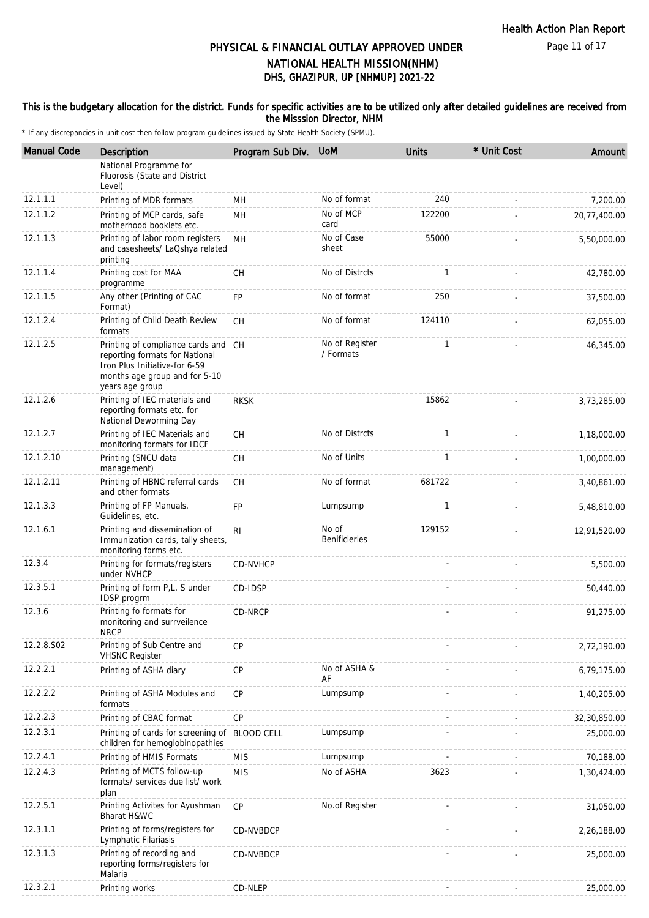## PHYSICAL & FINANCIAL OUTLAY APPROVED UNDER NATIONAL HEALTH MISSION(NHM)
## DHS, GHAZIPUR, UP [NHMUP] 2021-22

**This is the budgetary allocation for the district. Funds for specific activities are to be utilized only after detailed guidelines are received from the Misssion Director, NHM**

\* If any discrepancies in unit cost then follow program guidelines issued by State Health Society (SPMU).

| Manual Code | Description | Program Sub Div. | UoM | Units | * Unit Cost | Amount |
|---|---|---|---|---|---|---|
| | National Programme for Fluorosis (State and District Level) | | | | | |
| 12.1.1.1 | Printing of MDR formats | MH | No of format | 240 | - | 7,200.00 |
| 12.1.1.2 | Printing of MCP cards, safe motherhood booklets etc. | MH | No of MCP card | 122200 | - | 20,77,400.00 |
| 12.1.1.3 | Printing of labor room registers and casesheets/ LaQshya related printing | MH | No of Case sheet | 55000 | - | 5,50,000.00 |
| 12.1.1.4 | Printing cost for MAA programme | CH | No of Distrcts | 1 | - | 42,780.00 |
| 12.1.1.5 | Any other (Printing of CAC Format) | FP | No of format | 250 | - | 37,500.00 |
| 12.1.2.4 | Printing of Child Death Review formats | CH | No of format | 124110 | - | 62,055.00 |
| 12.1.2.5 | Printing of compliance cards and reporting formats for National Iron Plus Initiative-for 6-59 months age group and for 5-10 years age group | CH | No of Register / Formats | 1 | - | 46,345.00 |
| 12.1.2.6 | Printing of IEC materials and reporting formats etc. for National Deworming Day | RKSK | | 15862 | - | 3,73,285.00 |
| 12.1.2.7 | Printing of IEC Materials and monitoring formats for IDCF | CH | No of Distrcts | 1 | - | 1,18,000.00 |
| 12.1.2.10 | Printing (SNCU data management) | CH | No of Units | 1 | - | 1,00,000.00 |
| 12.1.2.11 | Printing of HBNC referral cards and other formats | CH | No of format | 681722 | - | 3,40,861.00 |
| 12.1.3.3 | Printing of FP Manuals, Guidelines, etc. | FP | Lumpsump | 1 | - | 5,48,810.00 |
| 12.1.6.1 | Printing and dissemination of Immunization cards, tally sheets, monitoring forms etc. | RI | No of Benificieries | 129152 | - | 12,91,520.00 |
| 12.3.4 | Printing for formats/registers under NVHCP | CD-NVHCP | | - | - | 5,500.00 |
| 12.3.5.1 | Printing of form P,L, S under IDSP progrm | CD-IDSP | | - | - | 50,440.00 |
| 12.3.6 | Printing fo formats for monitoring and surrveilence NRCP | CD-NRCP | | - | - | 91,275.00 |
| 12.2.8.S02 | Printing of Sub Centre and VHSNC Register | CP | | - | - | 2,72,190.00 |
| 12.2.2.1 | Printing of ASHA diary | CP | No of ASHA & AF | - | - | 6,79,175.00 |
| 12.2.2.2 | Printing of ASHA Modules and formats | CP | Lumpsump | - | - | 1,40,205.00 |
| 12.2.2.3 | Printing of CBAC format | CP | | - | - | 32,30,850.00 |
| 12.2.3.1 | Printing of cards for screening of children for hemoglobinopathies | BLOOD CELL | Lumpsump | - | - | 25,000.00 |
| 12.2.4.1 | Printing of HMIS Formats | MIS | Lumpsump | - | - | 70,188.00 |
| 12.2.4.3 | Printing of MCTS follow-up formats/ services due list/ work plan | MIS | No of ASHA | 3623 | - | 1,30,424.00 |
| 12.2.5.1 | Printing Activites for Ayushman Bharat H&WC | CP | No.of Register | - | - | 31,050.00 |
| 12.3.1.1 | Printing of forms/registers for Lymphatic Filariasis | CD-NVBDCP | | - | - | 2,26,188.00 |
| 12.3.1.3 | Printing of recording and reporting forms/registers for Malaria | CD-NVBDCP | | - | - | 25,000.00 |
| 12.3.2.1 | Printing works | CD-NLEP | | - | - | 25,000.00 |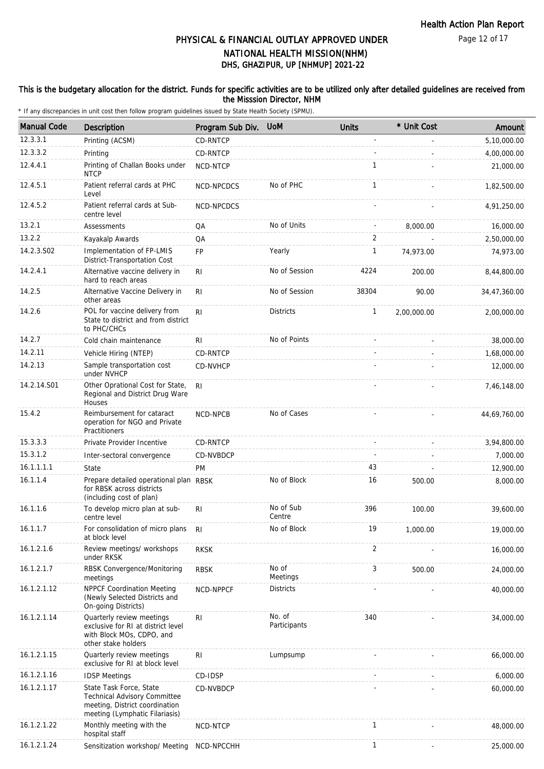# PHYSICAL & FINANCIAL OUTLAY APPROVED UNDER NATIONAL HEALTH MISSION(NHM)

## DHS, GHAZIPUR, UP [NHMUP] 2021-22

**This is the budgetary allocation for the district. Funds for specific activities are to be utilized only after detailed guidelines are received from the Misssion Director, NHM**

\* If any discrepancies in unit cost then follow program guidelines issued by State Health Society (SPMU).

| Manual Code | Description | Program Sub Div. | UoM | Units | * Unit Cost | Amount |
|---|---|---|---|---|---|---|
| 12.3.3.1 | Printing (ACSM) | CD-RNTCP | | - | - | 5,10,000.00 |
| 12.3.3.2 | Printing | CD-RNTCP | | - | - | 4,00,000.00 |
| 12.4.4.1 | Printing of Challan Books under NTCP | NCD-NTCP | | 1 | - | 21,000.00 |
| 12.4.5.1 | Patient referral cards at PHC Level | NCD-NPCDCS | No of PHC | 1 | - | 1,82,500.00 |
| 12.4.5.2 | Patient referral cards at Sub-centre level | NCD-NPCDCS | | - | - | 4,91,250.00 |
| 13.2.1 | Assessments | QA | No of Units | - | 8,000.00 | 16,000.00 |
| 13.2.2 | Kayakalp Awards | QA | | 2 | - | 2,50,000.00 |
| 14.2.3.S02 | Implementation of FP-LMIS District-Transportation Cost | FP | Yearly | 1 | 74,973.00 | 74,973.00 |
| 14.2.4.1 | Alternative vaccine delivery in hard to reach areas | RI | No of Session | 4224 | 200.00 | 8,44,800.00 |
| 14.2.5 | Alternative Vaccine Delivery in other areas | RI | No of Session | 38304 | 90.00 | 34,47,360.00 |
| 14.2.6 | POL for vaccine delivery from State to district and from district to PHC/CHCs | RI | Districts | 1 | 2,00,000.00 | 2,00,000.00 |
| 14.2.7 | Cold chain maintenance | RI | No of Points | - | - | 38,000.00 |
| 14.2.11 | Vehicle Hiring (NTEP) | CD-RNTCP | | - | - | 1,68,000.00 |
| 14.2.13 | Sample transportation cost under NVHCP | CD-NVHCP | | - | - | 12,000.00 |
| 14.2.14.S01 | Other Oprational Cost for State, Regional and District Drug Ware Houses | RI | | - | - | 7,46,148.00 |
| 15.4.2 | Reimbursement for cataract operation for NGO and Private Practitioners | NCD-NPCB | No of Cases | - | - | 44,69,760.00 |
| 15.3.3.3 | Private Provider Incentive | CD-RNTCP | | - | - | 3,94,800.00 |
| 15.3.1.2 | Inter-sectoral convergence | CD-NVBDCP | | - | - | 7,000.00 |
| 16.1.1.1.1 | State | PM | | 43 | - | 12,900.00 |
| 16.1.1.4 | Prepare detailed operational plan for RBSK across districts (including cost of plan) | RBSK | No of Block | 16 | 500.00 | 8,000.00 |
| 16.1.1.6 | To develop micro plan at sub-centre level | RI | No of Sub Centre | 396 | 100.00 | 39,600.00 |
| 16.1.1.7 | For consolidation of micro plans at block level | RI | No of Block | 19 | 1,000.00 | 19,000.00 |
| 16.1.2.1.6 | Review meetings/ workshops under RKSK | RKSK | | 2 | - | 16,000.00 |
| 16.1.2.1.7 | RBSK Convergence/Monitoring meetings | RBSK | No of Meetings | 3 | 500.00 | 24,000.00 |
| 16.1.2.1.12 | NPPCF Coordination Meeting (Newly Selected Districts and On-going Districts) | NCD-NPPCF | Districts | - | - | 40,000.00 |
| 16.1.2.1.14 | Quarterly review meetings exclusive for RI at district level with Block MOs, CDPO, and other stake holders | RI | No. of Participants | 340 | - | 34,000.00 |
| 16.1.2.1.15 | Quarterly review meetings exclusive for RI at block level | RI | Lumpsump | - | - | 66,000.00 |
| 16.1.2.1.16 | IDSP Meetings | CD-IDSP | | - | - | 6,000.00 |
| 16.1.2.1.17 | State Task Force, State Technical Advisory Committee meeting, District coordination meeting (Lymphatic Filariasis) | CD-NVBDCP | | - | - | 60,000.00 |
| 16.1.2.1.22 | Monthly meeting with the hospital staff | NCD-NTCP | | 1 | - | 48,000.00 |
| 16.1.2.1.24 | Sensitization workshop/ Meeting | NCD-NPCCHH | | 1 | - | 25,000.00 |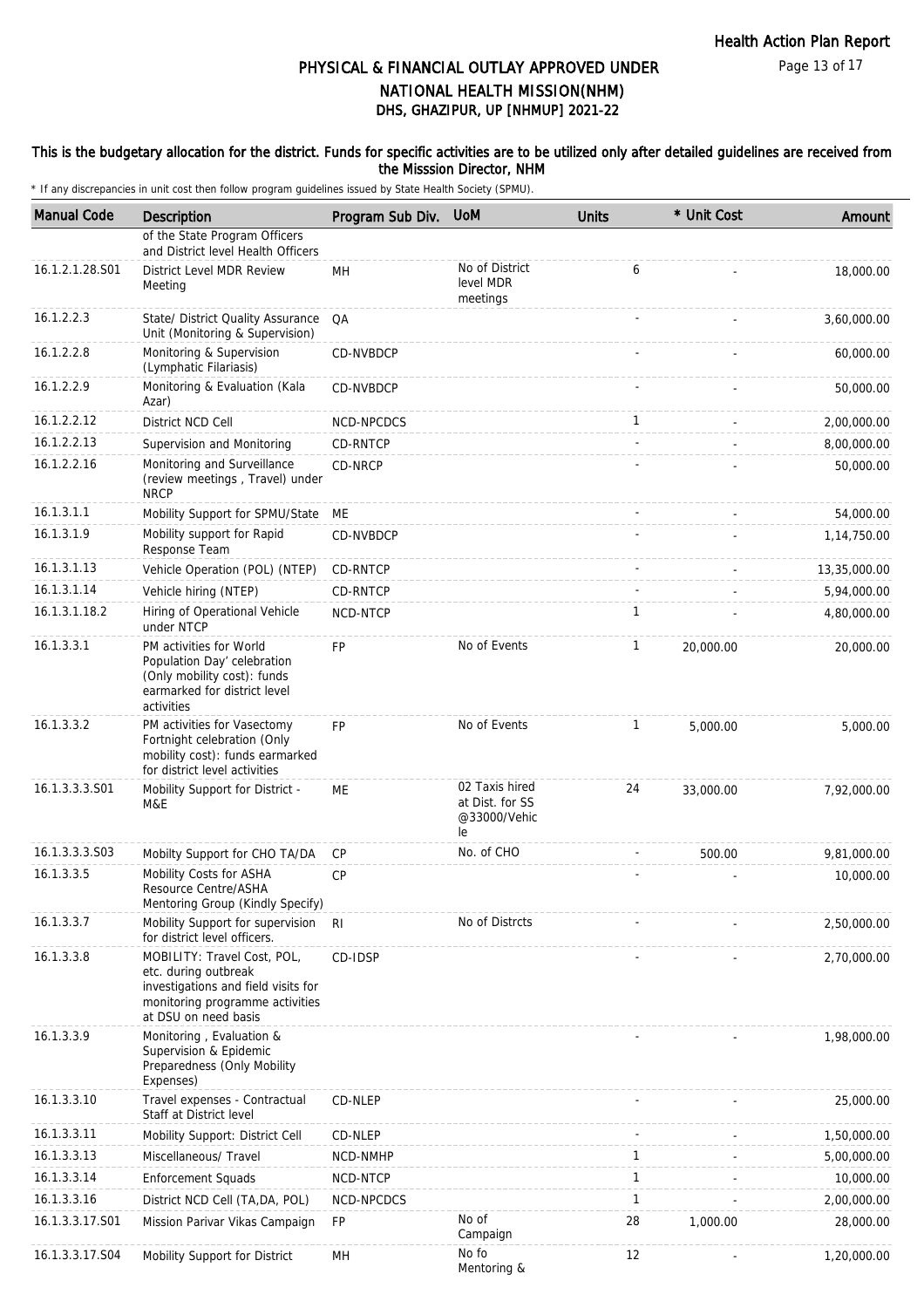# PHYSICAL & FINANCIAL OUTLAY APPROVED UNDER NATIONAL HEALTH MISSION(NHM)
## DHS, GHAZIPUR, UP [NHMUP] 2021-22

### This is the budgetary allocation for the district. Funds for specific activities are to be utilized only after detailed guidelines are received from the Misssion Director, NHM

\* If any discrepancies in unit cost then follow program guidelines issued by State Health Society (SPMU).

| Manual Code | Description | Program Sub Div. | UoM | Units | * Unit Cost | Amount |
|---|---|---|---|---|---|---|
| | of the State Program Officers and District level Health Officers | | | | | |
| 16.1.2.1.28.S01 | District Level MDR Review Meeting | MH | No of District level MDR meetings | 6 | - | 18,000.00 |
| 16.1.2.2.3 | State/ District Quality Assurance Unit (Monitoring & Supervision) | QA | | - | - | 3,60,000.00 |
| 16.1.2.2.8 | Monitoring & Supervision (Lymphatic Filariasis) | CD-NVBDCP | | - | - | 60,000.00 |
| 16.1.2.2.9 | Monitoring & Evaluation (Kala Azar) | CD-NVBDCP | | - | - | 50,000.00 |
| 16.1.2.2.12 | District NCD Cell | NCD-NPCDCS | | 1 | - | 2,00,000.00 |
| 16.1.2.2.13 | Supervision and Monitoring | CD-RNTCP | | - | - | 8,00,000.00 |
| 16.1.2.2.16 | Monitoring and Surveillance (review meetings , Travel) under NRCP | CD-NRCP | | - | - | 50,000.00 |
| 16.1.3.1.1 | Mobility Support for SPMU/State | ME | | - | - | 54,000.00 |
| 16.1.3.1.9 | Mobility support for Rapid Response Team | CD-NVBDCP | | - | - | 1,14,750.00 |
| 16.1.3.1.13 | Vehicle Operation (POL) (NTEP) | CD-RNTCP | | - | - | 13,35,000.00 |
| 16.1.3.1.14 | Vehicle hiring (NTEP) | CD-RNTCP | | - | - | 5,94,000.00 |
| 16.1.3.1.18.2 | Hiring of Operational Vehicle under NTCP | NCD-NTCP | | 1 | - | 4,80,000.00 |
| 16.1.3.3.1 | PM activities for World Population Day' celebration (Only mobility cost): funds earmarked for district level activities | FP | No of Events | 1 | 20,000.00 | 20,000.00 |
| 16.1.3.3.2 | PM activities for Vasectomy Fortnight celebration (Only mobility cost): funds earmarked for district level activities | FP | No of Events | 1 | 5,000.00 | 5,000.00 |
| 16.1.3.3.3.S01 | Mobility Support for District - M&E | ME | 02 Taxis hired at Dist. for SS @33000/Vehicle | 24 | 33,000.00 | 7,92,000.00 |
| 16.1.3.3.3.S03 | Mobilty Support for CHO TA/DA | CP | No. of CHO | - | 500.00 | 9,81,000.00 |
| 16.1.3.3.5 | Mobility Costs for ASHA Resource Centre/ASHA Mentoring Group (Kindly Specify) | CP | | - | - | 10,000.00 |
| 16.1.3.3.7 | Mobility Support for supervision for district level officers. | RI | No of Distrcts | - | - | 2,50,000.00 |
| 16.1.3.3.8 | MOBILITY: Travel Cost, POL, etc. during outbreak investigations and field visits for monitoring programme activities at DSU on need basis | CD-IDSP | | - | - | 2,70,000.00 |
| 16.1.3.3.9 | Monitoring , Evaluation & Supervision & Epidemic Preparedness (Only Mobility Expenses) | | | - | - | 1,98,000.00 |
| 16.1.3.3.10 | Travel expenses - Contractual Staff at District level | CD-NLEP | | - | - | 25,000.00 |
| 16.1.3.3.11 | Mobility Support: District Cell | CD-NLEP | | - | - | 1,50,000.00 |
| 16.1.3.3.13 | Miscellaneous/ Travel | NCD-NMHP | | 1 | - | 5,00,000.00 |
| 16.1.3.3.14 | Enforcement Squads | NCD-NTCP | | 1 | - | 10,000.00 |
| 16.1.3.3.16 | District NCD Cell (TA,DA, POL) | NCD-NPCDCS | | 1 | - | 2,00,000.00 |
| 16.1.3.3.17.S01 | Mission Parivar Vikas Campaign | FP | No of Campaign | 28 | 1,000.00 | 28,000.00 |
| 16.1.3.3.17.S04 | Mobility Support for District | MH | No fo Mentoring & | 12 | - | 1,20,000.00 |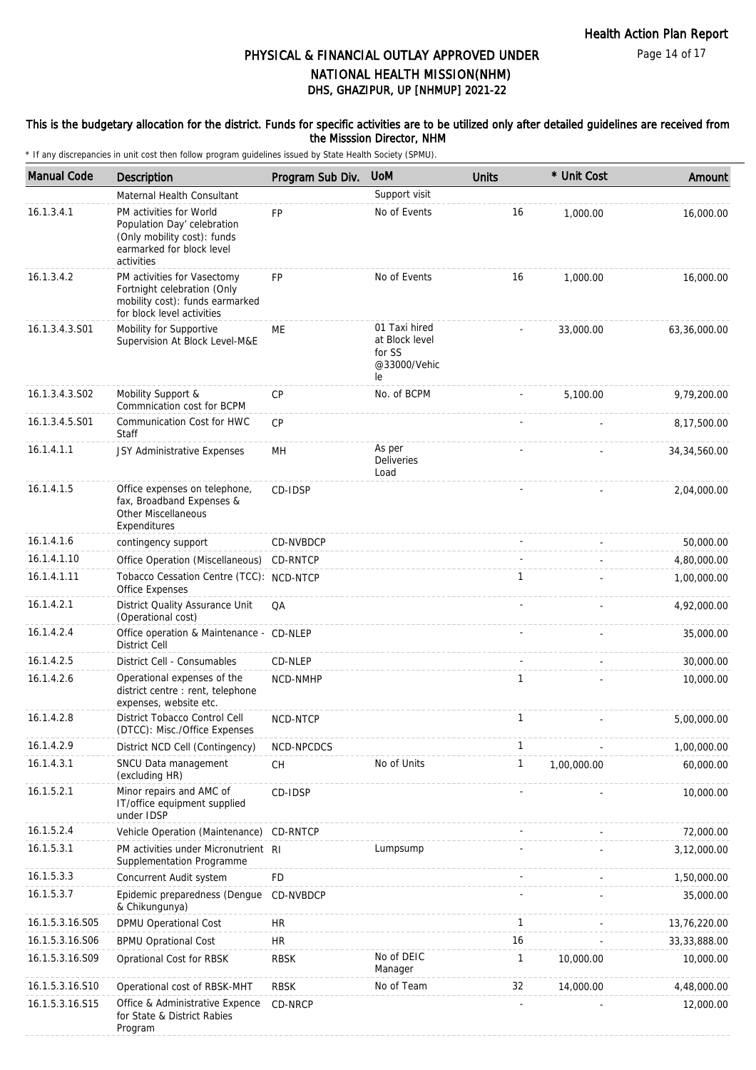# PHYSICAL & FINANCIAL OUTLAY APPROVED UNDER NATIONAL HEALTH MISSION(NHM)

## DHS, GHAZIPUR, UP [NHMUP] 2021-22

**This is the budgetary allocation for the district. Funds for specific activities are to be utilized only after detailed guidelines are received from the Misssion Director, NHM**

\* If any discrepancies in unit cost then follow program guidelines issued by State Health Society (SPMU).

| Manual Code | Description | Program Sub Div. | UoM | Units | * Unit Cost | Amount |
|---|---|---|---|---|---|---|
| | Maternal Health Consultant | | Support visit | | | |
| 16.1.3.4.1 | PM activities for World Population Day' celebration (Only mobility cost): funds earmarked for block level activities | FP | No of Events | 16 | 1,000.00 | 16,000.00 |
| 16.1.3.4.2 | PM activities for Vasectomy Fortnight celebration (Only mobility cost): funds earmarked for block level activities | FP | No of Events | 16 | 1,000.00 | 16,000.00 |
| 16.1.3.4.3.S01 | Mobility for Supportive Supervision At Block Level-M&E | ME | 01 Taxi hired at Block level for SS @33000/Vehicle | - | 33,000.00 | 63,36,000.00 |
| 16.1.3.4.3.S02 | Mobility Support & Commnication cost for BCPM | CP | No. of BCPM | - | 5,100.00 | 9,79,200.00 |
| 16.1.3.4.5.S01 | Communication Cost for HWC Staff | CP | | - | - | 8,17,500.00 |
| 16.1.4.1.1 | JSY Administrative Expenses | MH | As per Deliveries Load | - | - | 34,34,560.00 |
| 16.1.4.1.5 | Office expenses on telephone, fax, Broadband Expenses & Other Miscellaneous Expenditures | CD-IDSP | | - | - | 2,04,000.00 |
| 16.1.4.1.6 | contingency support | CD-NVBDCP | | - | - | 50,000.00 |
| 16.1.4.1.10 | Office Operation (Miscellaneous) | CD-RNTCP | | - | - | 4,80,000.00 |
| 16.1.4.1.11 | Tobacco Cessation Centre (TCC): Office Expenses | NCD-NTCP | | 1 | - | 1,00,000.00 |
| 16.1.4.2.1 | District Quality Assurance Unit (Operational cost) | QA | | - | - | 4,92,000.00 |
| 16.1.4.2.4 | Office operation & Maintenance - District Cell | CD-NLEP | | - | - | 35,000.00 |
| 16.1.4.2.5 | District Cell - Consumables | CD-NLEP | | - | - | 30,000.00 |
| 16.1.4.2.6 | Operational expenses of the district centre : rent, telephone expenses, website etc. | NCD-NMHP | | 1 | - | 10,000.00 |
| 16.1.4.2.8 | District Tobacco Control Cell (DTCC): Misc./Office Expenses | NCD-NTCP | | 1 | - | 5,00,000.00 |
| 16.1.4.2.9 | District NCD Cell (Contingency) | NCD-NPCDCS | | 1 | - | 1,00,000.00 |
| 16.1.4.3.1 | SNCU Data management (excluding HR) | CH | No of Units | 1 | 1,00,000.00 | 60,000.00 |
| 16.1.5.2.1 | Minor repairs and AMC of IT/office equipment supplied under IDSP | CD-IDSP | | - | - | 10,000.00 |
| 16.1.5.2.4 | Vehicle Operation (Maintenance) | CD-RNTCP | | - | - | 72,000.00 |
| 16.1.5.3.1 | PM activities under Micronutrient Supplementation Programme | RI | Lumpsump | - | - | 3,12,000.00 |
| 16.1.5.3.3 | Concurrent Audit system | FD | | - | - | 1,50,000.00 |
| 16.1.5.3.7 | Epidemic preparedness (Dengue & Chikungunya) | CD-NVBDCP | | - | - | 35,000.00 |
| 16.1.5.3.16.S05 | DPMU Operational Cost | HR | | 1 | - | 13,76,220.00 |
| 16.1.5.3.16.S06 | BPMU Oprational Cost | HR | | 16 | - | 33,33,888.00 |
| 16.1.5.3.16.S09 | Oprational Cost for RBSK | RBSK | No of DEIC Manager | 1 | 10,000.00 | 10,000.00 |
| 16.1.5.3.16.S10 | Operational cost of RBSK-MHT | RBSK | No of Team | 32 | 14,000.00 | 4,48,000.00 |
| 16.1.5.3.16.S15 | Office & Administrative Expence for State & District Rabies Program | CD-NRCP | | - | - | 12,000.00 |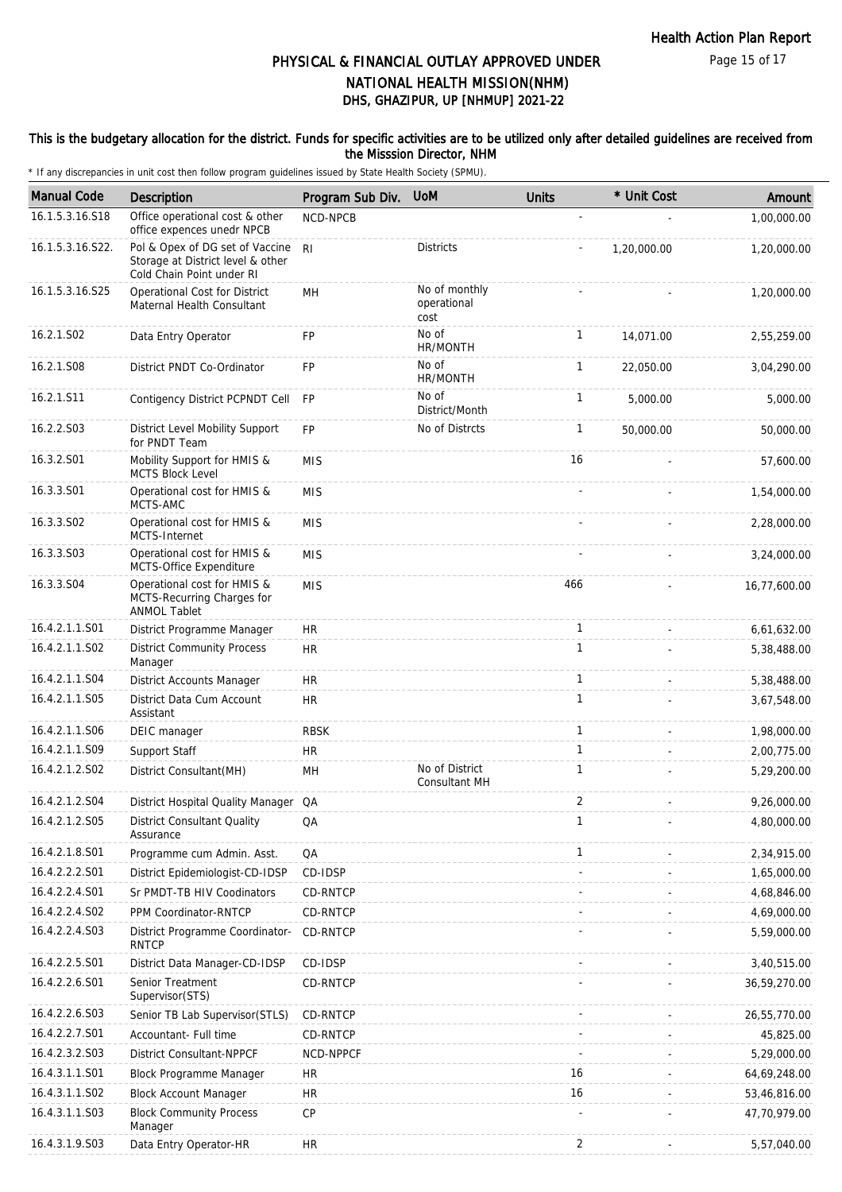# PHYSICAL & FINANCIAL OUTLAY APPROVED UNDER NATIONAL HEALTH MISSION(NHM)

## DHS, GHAZIPUR, UP [NHMUP] 2021-22

**This is the budgetary allocation for the district. Funds for specific activities are to be utilized only after detailed guidelines are received from the Misssion Director, NHM**

\* If any discrepancies in unit cost then follow program guidelines issued by State Health Society (SPMU).

| Manual Code | Description | Program Sub Div. | UoM | Units | * Unit Cost | Amount |
|---|---|---|---|---|---|---|
| 16.1.5.3.16.S18 | Office operational cost & other office expences unedr NPCB | NCD-NPCB | | - | - | 1,00,000.00 |
| 16.1.5.3.16.S22. | Pol & Opex of DG set of Vaccine Storage at District level & other Cold Chain Point under RI | RI | Districts | - | 1,20,000.00 | 1,20,000.00 |
| 16.1.5.3.16.S25 | Operational Cost for District Maternal Health Consultant | MH | No of monthly operational cost | - | - | 1,20,000.00 |
| 16.2.1.S02 | Data Entry Operator | FP | No of HR/MONTH | 1 | 14,071.00 | 2,55,259.00 |
| 16.2.1.S08 | District PNDT Co-Ordinator | FP | No of HR/MONTH | 1 | 22,050.00 | 3,04,290.00 |
| 16.2.1.S11 | Contigency District PCPNDT Cell | FP | No of District/Month | 1 | 5,000.00 | 5,000.00 |
| 16.2.2.S03 | District Level Mobility Support for PNDT Team | FP | No of Distrcts | 1 | 50,000.00 | 50,000.00 |
| 16.3.2.S01 | Mobility Support for HMIS & MCTS Block Level | MIS | | 16 | - | 57,600.00 |
| 16.3.3.S01 | Operational cost for HMIS & MCTS-AMC | MIS | | - | - | 1,54,000.00 |
| 16.3.3.S02 | Operational cost for HMIS & MCTS-Internet | MIS | | - | - | 2,28,000.00 |
| 16.3.3.S03 | Operational cost for HMIS & MCTS-Office Expenditure | MIS | | - | - | 3,24,000.00 |
| 16.3.3.S04 | Operational cost for HMIS & MCTS-Recurring Charges for ANMOL Tablet | MIS | | 466 | - | 16,77,600.00 |
| 16.4.2.1.1.S01 | District Programme Manager | HR | | 1 | - | 6,61,632.00 |
| 16.4.2.1.1.S02 | District Community Process Manager | HR | | 1 | - | 5,38,488.00 |
| 16.4.2.1.1.S04 | District Accounts Manager | HR | | 1 | - | 5,38,488.00 |
| 16.4.2.1.1.S05 | District Data Cum Account Assistant | HR | | 1 | - | 3,67,548.00 |
| 16.4.2.1.1.S06 | DEIC manager | RBSK | | 1 | - | 1,98,000.00 |
| 16.4.2.1.1.S09 | Support Staff | HR | | 1 | - | 2,00,775.00 |
| 16.4.2.1.2.S02 | District Consultant(MH) | MH | No of District Consultant MH | 1 | - | 5,29,200.00 |
| 16.4.2.1.2.S04 | District Hospital Quality Manager | QA | | 2 | - | 9,26,000.00 |
| 16.4.2.1.2.S05 | District Consultant Quality Assurance | QA | | 1 | - | 4,80,000.00 |
| 16.4.2.1.8.S01 | Programme cum Admin. Asst. | QA | | 1 | - | 2,34,915.00 |
| 16.4.2.2.2.S01 | District Epidemiologist-CD-IDSP | CD-IDSP | | - | - | 1,65,000.00 |
| 16.4.2.2.4.S01 | Sr PMDT-TB HIV Coodinators | CD-RNTCP | | - | - | 4,68,846.00 |
| 16.4.2.2.4.S02 | PPM Coordinator-RNTCP | CD-RNTCP | | - | - | 4,69,000.00 |
| 16.4.2.2.4.S03 | District Programme Coordinator-RNTCP | CD-RNTCP | | - | - | 5,59,000.00 |
| 16.4.2.2.5.S01 | District Data Manager-CD-IDSP | CD-IDSP | | - | - | 3,40,515.00 |
| 16.4.2.2.6.S01 | Senior Treatment Supervisor(STS) | CD-RNTCP | | - | - | 36,59,270.00 |
| 16.4.2.2.6.S03 | Senior TB Lab Supervisor(STLS) | CD-RNTCP | | - | - | 26,55,770.00 |
| 16.4.2.2.7.S01 | Accountant- Full time | CD-RNTCP | | - | - | 45,825.00 |
| 16.4.2.3.2.S03 | District Consultant-NPPCF | NCD-NPPCF | | - | - | 5,29,000.00 |
| 16.4.3.1.1.S01 | Block Programme Manager | HR | | 16 | - | 64,69,248.00 |
| 16.4.3.1.1.S02 | Block Account Manager | HR | | 16 | - | 53,46,816.00 |
| 16.4.3.1.1.S03 | Block Community Process Manager | CP | | - | - | 47,70,979.00 |
| 16.4.3.1.9.S03 | Data Entry Operator-HR | HR | | 2 | - | 5,57,040.00 |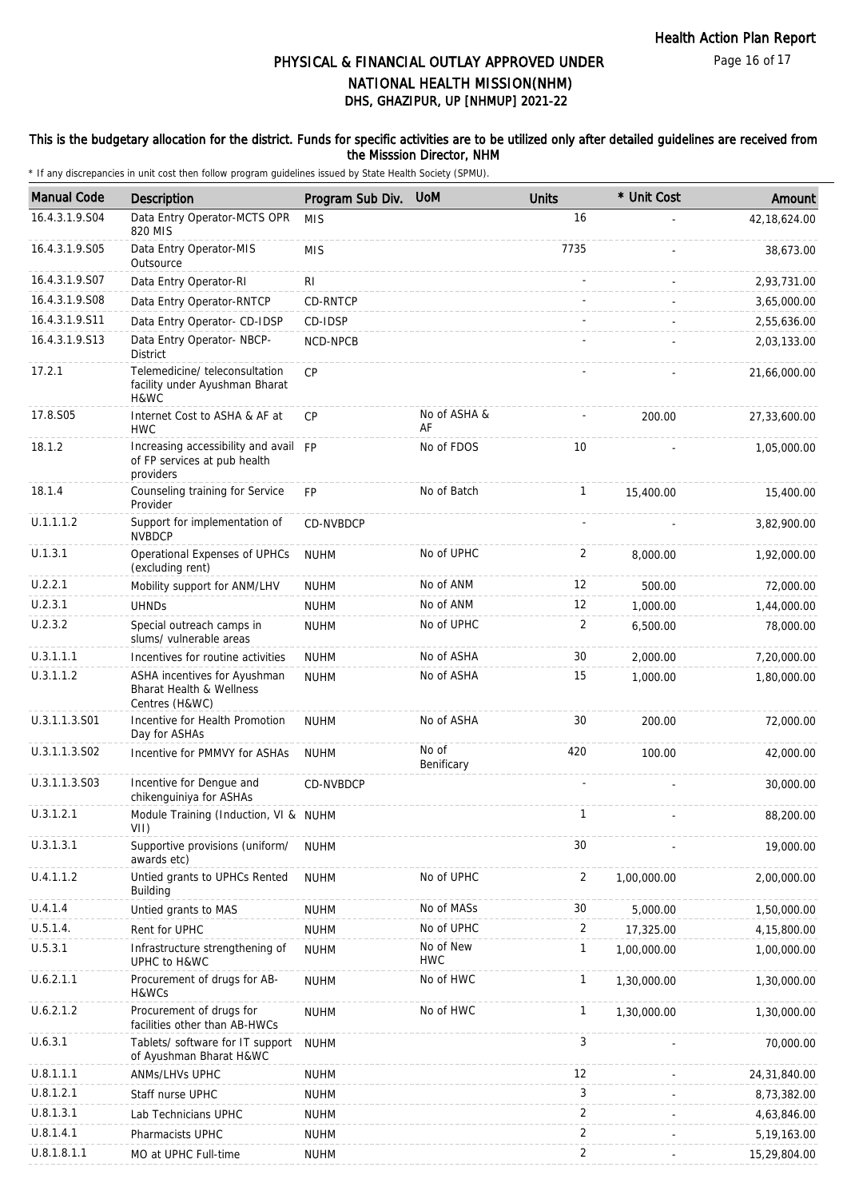# PHYSICAL & FINANCIAL OUTLAY APPROVED UNDER NATIONAL HEALTH MISSION(NHM)
## DHS, GHAZIPUR, UP [NHMUP] 2021-22

**This is the budgetary allocation for the district. Funds for specific activities are to be utilized only after detailed guidelines are received from the Misssion Director, NHM**

\* If any discrepancies in unit cost then follow program guidelines issued by State Health Society (SPMU).

| Manual Code | Description | Program Sub Div. | UoM | Units | * Unit Cost | Amount |
|---|---|---|---|---|---|---|
| 16.4.3.1.9.S04 | Data Entry Operator-MCTS OPR 820 MIS | MIS | | 16 | - | 42,18,624.00 |
| 16.4.3.1.9.S05 | Data Entry Operator-MIS Outsource | MIS | | 7735 | - | 38,673.00 |
| 16.4.3.1.9.S07 | Data Entry Operator-RI | RI | | - | - | 2,93,731.00 |
| 16.4.3.1.9.S08 | Data Entry Operator-RNTCP | CD-RNTCP | | - | - | 3,65,000.00 |
| 16.4.3.1.9.S11 | Data Entry Operator- CD-IDSP | CD-IDSP | | - | - | 2,55,636.00 |
| 16.4.3.1.9.S13 | Data Entry Operator- NBCP-District | NCD-NPCB | | - | - | 2,03,133.00 |
| 17.2.1 | Telemedicine/ teleconsultation facility under Ayushman Bharat H&WC | CP | | - | - | 21,66,000.00 |
| 17.8.S05 | Internet Cost to ASHA & AF at HWC | CP | No of ASHA & AF | - | 200.00 | 27,33,600.00 |
| 18.1.2 | Increasing accessibility and avail of FP services at pub health providers | FP | No of FDOS | 10 | - | 1,05,000.00 |
| 18.1.4 | Counseling training for Service Provider | FP | No of Batch | 1 | 15,400.00 | 15,400.00 |
| U.1.1.1.2 | Support for implementation of NVBDCP | CD-NVBDCP | | - | - | 3,82,900.00 |
| U.1.3.1 | Operational Expenses of UPHCs (excluding rent) | NUHM | No of UPHC | 2 | 8,000.00 | 1,92,000.00 |
| U.2.2.1 | Mobility support for ANM/LHV | NUHM | No of ANM | 12 | 500.00 | 72,000.00 |
| U.2.3.1 | UHNDs | NUHM | No of ANM | 12 | 1,000.00 | 1,44,000.00 |
| U.2.3.2 | Special outreach camps in slums/ vulnerable areas | NUHM | No of UPHC | 2 | 6,500.00 | 78,000.00 |
| U.3.1.1.1 | Incentives for routine activities | NUHM | No of ASHA | 30 | 2,000.00 | 7,20,000.00 |
| U.3.1.1.2 | ASHA incentives for Ayushman Bharat Health & Wellness Centres (H&WC) | NUHM | No of ASHA | 15 | 1,000.00 | 1,80,000.00 |
| U.3.1.1.3.S01 | Incentive for Health Promotion Day for ASHAs | NUHM | No of ASHA | 30 | 200.00 | 72,000.00 |
| U.3.1.1.3.S02 | Incentive for PMMVY for ASHAs | NUHM | No of Benificary | 420 | 100.00 | 42,000.00 |
| U.3.1.1.3.S03 | Incentive for Dengue and chikenguiniya for ASHAs | CD-NVBDCP | | - | - | 30,000.00 |
| U.3.1.2.1 | Module Training (Induction, VI & VII) | NUHM | | 1 | - | 88,200.00 |
| U.3.1.3.1 | Supportive provisions (uniform/ awards etc) | NUHM | | 30 | - | 19,000.00 |
| U.4.1.1.2 | Untied grants to UPHCs Rented Building | NUHM | No of UPHC | 2 | 1,00,000.00 | 2,00,000.00 |
| U.4.1.4 | Untied grants to MAS | NUHM | No of MASs | 30 | 5,000.00 | 1,50,000.00 |
| U.5.1.4. | Rent for UPHC | NUHM | No of UPHC | 2 | 17,325.00 | 4,15,800.00 |
| U.5.3.1 | Infrastructure strengthening of UPHC to H&WC | NUHM | No of New HWC | 1 | 1,00,000.00 | 1,00,000.00 |
| U.6.2.1.1 | Procurement of drugs for AB-H&WCs | NUHM | No of HWC | 1 | 1,30,000.00 | 1,30,000.00 |
| U.6.2.1.2 | Procurement of drugs for facilities other than AB-HWCs | NUHM | No of HWC | 1 | 1,30,000.00 | 1,30,000.00 |
| U.6.3.1 | Tablets/ software for IT support of Ayushman Bharat H&WC | NUHM | | 3 | - | 70,000.00 |
| U.8.1.1.1 | ANMs/LHVs UPHC | NUHM | | 12 | - | 24,31,840.00 |
| U.8.1.2.1 | Staff nurse UPHC | NUHM | | 3 | - | 8,73,382.00 |
| U.8.1.3.1 | Lab Technicians UPHC | NUHM | | 2 | - | 4,63,846.00 |
| U.8.1.4.1 | Pharmacists UPHC | NUHM | | 2 | - | 5,19,163.00 |
| U.8.1.8.1.1 | MO at UPHC Full-time | NUHM | | 2 | - | 15,29,804.00 |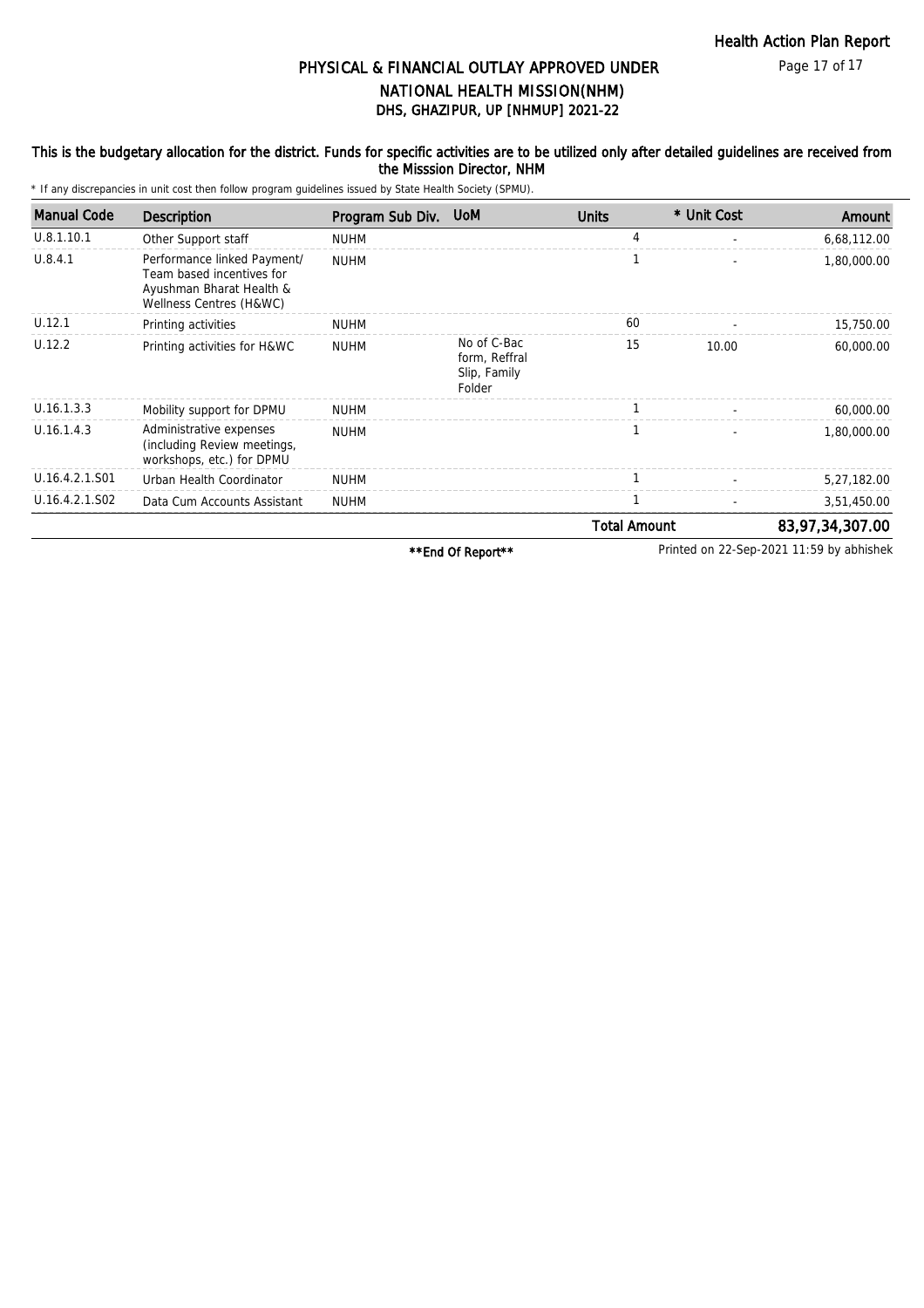# PHYSICAL & FINANCIAL OUTLAY APPROVED UNDER NATIONAL HEALTH MISSION(NHM)

## DHS, GHAZIPUR, UP [NHMUP] 2021-22

**This is the budgetary allocation for the district. Funds for specific activities are to be utilized only after detailed guidelines are received from the Misssion Director, NHM**

* If any discrepancies in unit cost then follow program guidelines issued by State Health Society (SPMU).

| Manual Code | Description | Program Sub Div. | UoM | Units | * Unit Cost | Amount |
|---|---|---|---|---|---|---|
| U.8.1.10.1 | Other Support staff | NUHM | | 4 | - | 6,68,112.00 |
| U.8.4.1 | Performance linked Payment/ Team based incentives for Ayushman Bharat Health & Wellness Centres (H&WC) | NUHM | | 1 | - | 1,80,000.00 |
| U.12.1 | Printing activities | NUHM | | 60 | - | 15,750.00 |
| U.12.2 | Printing activities for H&WC | NUHM | No of C-Bac form, Reffral Slip, Family Folder | 15 | 10.00 | 60,000.00 |
| U.16.1.3.3 | Mobility support for DPMU | NUHM | | 1 | - | 60,000.00 |
| U.16.1.4.3 | Administrative expenses (including Review meetings, workshops, etc.) for DPMU | NUHM | | 1 | - | 1,80,000.00 |
| U.16.4.2.1.S01 | Urban Health Coordinator | NUHM | | 1 | - | 5,27,182.00 |
| U.16.4.2.1.S02 | Data Cum Accounts Assistant | NUHM | | 1 | - | 3,51,450.00 |
| | | | | **Total Amount** | | **83,97,34,307.00** |

**End Of Report**

Printed on 22-Sep-2021 11:59 by abhishek